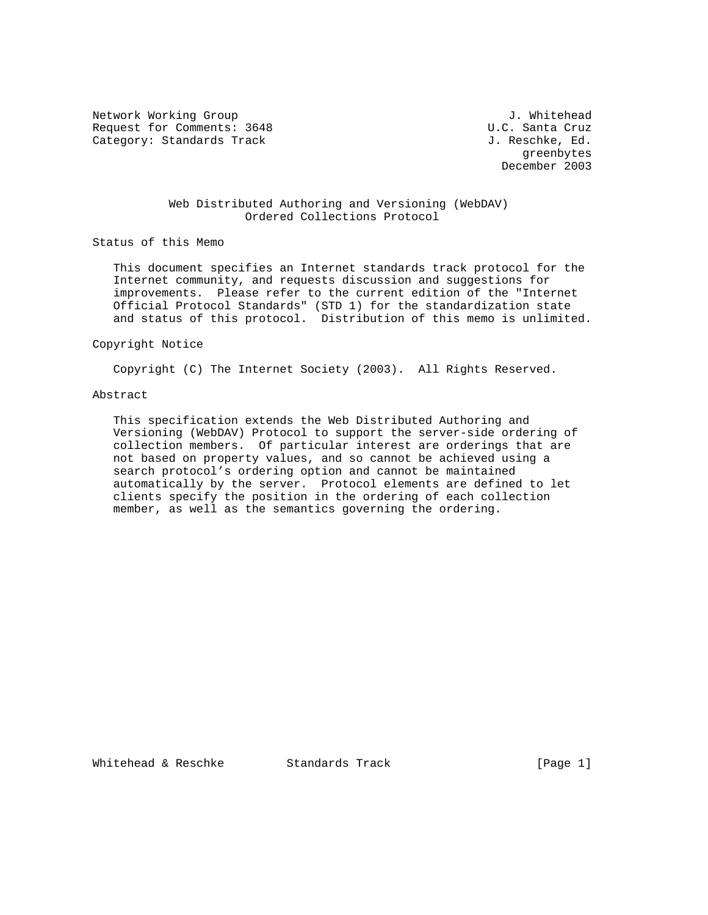Network Working Group J. Whitehead
Request for Comments: 3648 U.C. Santa Cruz
Category: Standards Track J. Reschke, Ed.
greenbytes
December 2003

# Web Distributed Authoring and Versioning (WebDAV) Ordered Collections Protocol

## Status of this Memo

This document specifies an Internet standards track protocol for the Internet community, and requests discussion and suggestions for improvements. Please refer to the current edition of the "Internet Official Protocol Standards" (STD 1) for the standardization state and status of this protocol. Distribution of this memo is unlimited.

## Copyright Notice

Copyright (C) The Internet Society (2003). All Rights Reserved.

## Abstract

This specification extends the Web Distributed Authoring and Versioning (WebDAV) Protocol to support the server-side ordering of collection members. Of particular interest are orderings that are not based on property values, and so cannot be achieved using a search protocol's ordering option and cannot be maintained automatically by the server. Protocol elements are defined to let clients specify the position in the ordering of each collection member, as well as the semantics governing the ordering.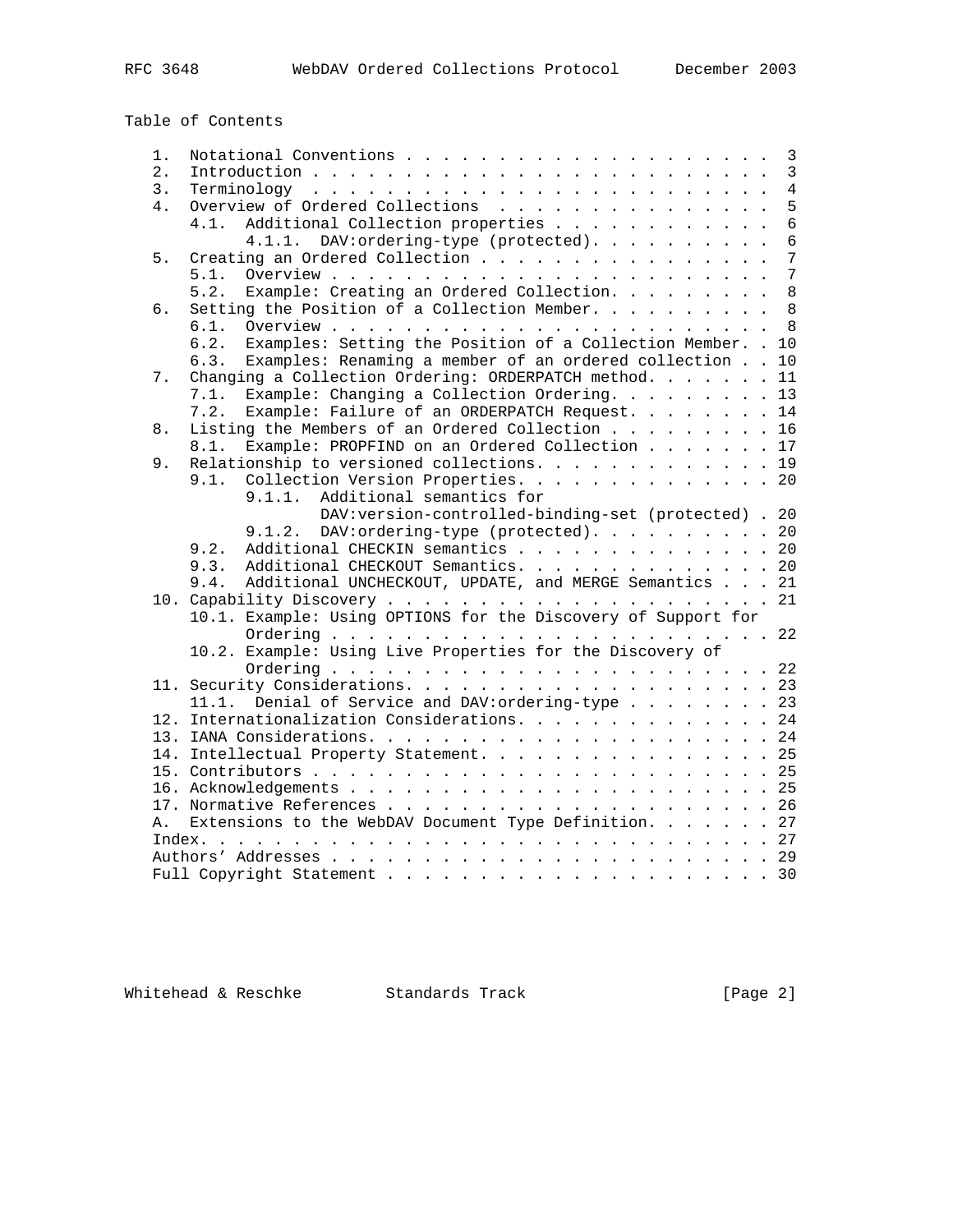Table of Contents

```
   1.  Notational Conventions . . . . . . . . . . . . . . . . . . . . .  3
   2.  Introduction . . . . . . . . . . . . . . . . . . . . . . . . . .  3
   3.  Terminology  . . . . . . . . . . . . . . . . . . . . . . . . . .  4
   4.  Overview of Ordered Collections  . . . . . . . . . . . . . . . .  5
       4.1.  Additional Collection properties . . . . . . . . . . . . .  6
             4.1.1.  DAV:ordering-type (protected). . . . . . . . . . .  6
   5.  Creating an Ordered Collection . . . . . . . . . . . . . . . . .  7
       5.1.  Overview . . . . . . . . . . . . . . . . . . . . . . . . .  7
       5.2.  Example: Creating an Ordered Collection. . . . . . . . . .  8
   6.  Setting the Position of a Collection Member. . . . . . . . . . .  8
       6.1.  Overview . . . . . . . . . . . . . . . . . . . . . . . . .  8
       6.2.  Examples: Setting the Position of a Collection Member. . . 10
       6.3.  Examples: Renaming a member of an ordered collection . . . 10
   7.  Changing a Collection Ordering: ORDERPATCH method. . . . . . . . 11
       7.1.  Example: Changing a Collection Ordering. . . . . . . . . . 13
       7.2.  Example: Failure of an ORDERPATCH Request. . . . . . . . . 14
   8.  Listing the Members of an Ordered Collection . . . . . . . . . . 16
       8.1.  Example: PROPFIND on an Ordered Collection . . . . . . . . 17
   9.  Relationship to versioned collections. . . . . . . . . . . . . . 19
       9.1.  Collection Version Properties. . . . . . . . . . . . . . . 20
             9.1.1.  Additional semantics for
                     DAV:version-controlled-binding-set (protected) . 20
             9.1.2.  DAV:ordering-type (protected). . . . . . . . . . . 20
       9.2.  Additional CHECKIN semantics . . . . . . . . . . . . . . . 20
       9.3.  Additional CHECKOUT Semantics. . . . . . . . . . . . . . . 20
       9.4.  Additional UNCHECKOUT, UPDATE, and MERGE Semantics . . . . 21
   10. Capability Discovery . . . . . . . . . . . . . . . . . . . . . . 21
       10.1. Example: Using OPTIONS for the Discovery of Support for
             Ordering . . . . . . . . . . . . . . . . . . . . . . . . . 22
       10.2. Example: Using Live Properties for the Discovery of
             Ordering . . . . . . . . . . . . . . . . . . . . . . . . . 22
   11. Security Considerations. . . . . . . . . . . . . . . . . . . . . 23
       11.1.  Denial of Service and DAV:ordering-type . . . . . . . . . 23
   12. Internationalization Considerations. . . . . . . . . . . . . . . 24
   13. IANA Considerations. . . . . . . . . . . . . . . . . . . . . . . 24
   14. Intellectual Property Statement. . . . . . . . . . . . . . . . . 25
   15. Contributors . . . . . . . . . . . . . . . . . . . . . . . . . . 25
   16. Acknowledgements . . . . . . . . . . . . . . . . . . . . . . . . 25
   17. Normative References . . . . . . . . . . . . . . . . . . . . . . 26
   A.  Extensions to the WebDAV Document Type Definition. . . . . . . . 27
   Index. . . . . . . . . . . . . . . . . . . . . . . . . . . . . . . . 27
   Authors' Addresses . . . . . . . . . . . . . . . . . . . . . . . . . 29
   Full Copyright Statement . . . . . . . . . . . . . . . . . . . . . . 30
```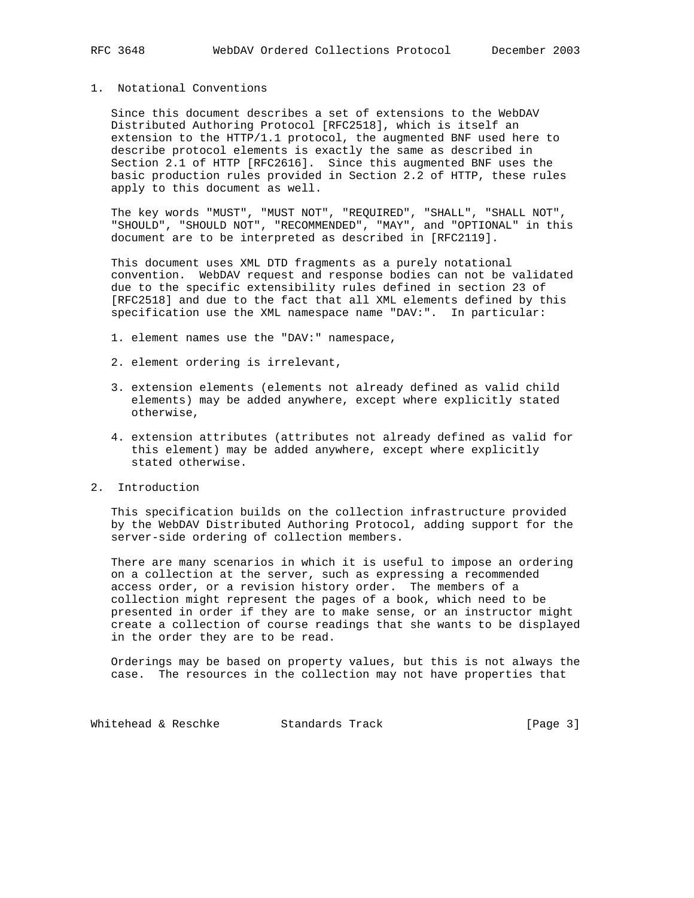## 1. Notational Conventions

Since this document describes a set of extensions to the WebDAV Distributed Authoring Protocol [RFC2518], which is itself an extension to the HTTP/1.1 protocol, the augmented BNF used here to describe protocol elements is exactly the same as described in Section 2.1 of HTTP [RFC2616]. Since this augmented BNF uses the basic production rules provided in Section 2.2 of HTTP, these rules apply to this document as well.

The key words "MUST", "MUST NOT", "REQUIRED", "SHALL", "SHALL NOT", "SHOULD", "SHOULD NOT", "RECOMMENDED", "MAY", and "OPTIONAL" in this document are to be interpreted as described in [RFC2119].

This document uses XML DTD fragments as a purely notational convention. WebDAV request and response bodies can not be validated due to the specific extensibility rules defined in section 23 of [RFC2518] and due to the fact that all XML elements defined by this specification use the XML namespace name "DAV:". In particular:

1. element names use the "DAV:" namespace,
2. element ordering is irrelevant,
3. extension elements (elements not already defined as valid child elements) may be added anywhere, except where explicitly stated otherwise,
4. extension attributes (attributes not already defined as valid for this element) may be added anywhere, except where explicitly stated otherwise.

## 2. Introduction

This specification builds on the collection infrastructure provided by the WebDAV Distributed Authoring Protocol, adding support for the server-side ordering of collection members.

There are many scenarios in which it is useful to impose an ordering on a collection at the server, such as expressing a recommended access order, or a revision history order. The members of a collection might represent the pages of a book, which need to be presented in order if they are to make sense, or an instructor might create a collection of course readings that she wants to be displayed in the order they are to be read.

Orderings may be based on property values, but this is not always the case. The resources in the collection may not have properties that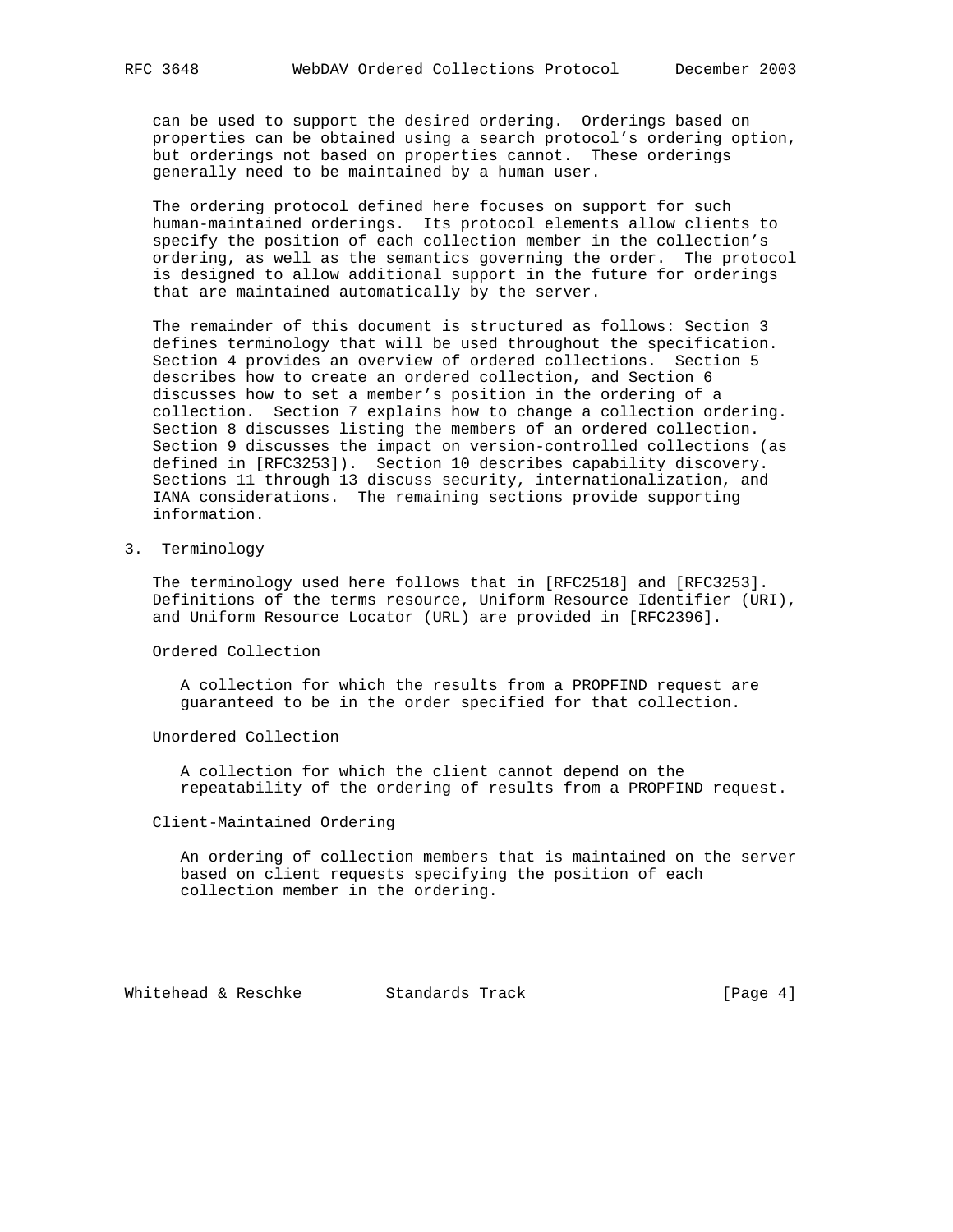can be used to support the desired ordering. Orderings based on properties can be obtained using a search protocol's ordering option, but orderings not based on properties cannot. These orderings generally need to be maintained by a human user.

The ordering protocol defined here focuses on support for such human-maintained orderings. Its protocol elements allow clients to specify the position of each collection member in the collection's ordering, as well as the semantics governing the order. The protocol is designed to allow additional support in the future for orderings that are maintained automatically by the server.

The remainder of this document is structured as follows: Section 3 defines terminology that will be used throughout the specification. Section 4 provides an overview of ordered collections. Section 5 describes how to create an ordered collection, and Section 6 discusses how to set a member's position in the ordering of a collection. Section 7 explains how to change a collection ordering. Section 8 discusses listing the members of an ordered collection. Section 9 discusses the impact on version-controlled collections (as defined in [RFC3253]). Section 10 describes capability discovery. Sections 11 through 13 discuss security, internationalization, and IANA considerations. The remaining sections provide supporting information.

## 3. Terminology

The terminology used here follows that in [RFC2518] and [RFC3253]. Definitions of the terms resource, Uniform Resource Identifier (URI), and Uniform Resource Locator (URL) are provided in [RFC2396].

Ordered Collection

A collection for which the results from a PROPFIND request are guaranteed to be in the order specified for that collection.

Unordered Collection

A collection for which the client cannot depend on the repeatability of the ordering of results from a PROPFIND request.

Client-Maintained Ordering

An ordering of collection members that is maintained on the server based on client requests specifying the position of each collection member in the ordering.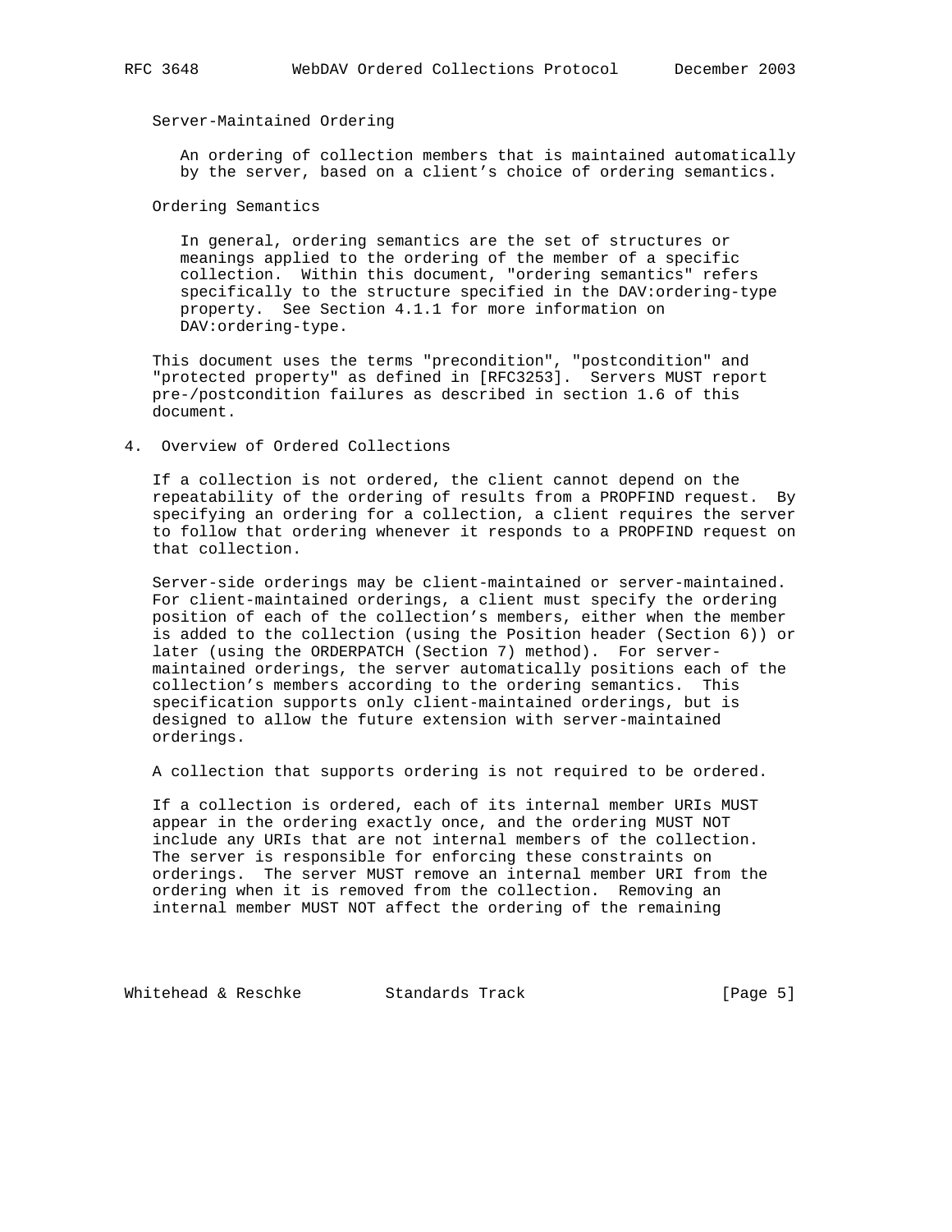Server-Maintained Ordering

An ordering of collection members that is maintained automatically by the server, based on a client's choice of ordering semantics.

Ordering Semantics

In general, ordering semantics are the set of structures or meanings applied to the ordering of the member of a specific collection. Within this document, "ordering semantics" refers specifically to the structure specified in the DAV:ordering-type property. See Section 4.1.1 for more information on DAV:ordering-type.

This document uses the terms "precondition", "postcondition" and "protected property" as defined in [RFC3253]. Servers MUST report pre-/postcondition failures as described in section 1.6 of this document.

## 4. Overview of Ordered Collections

If a collection is not ordered, the client cannot depend on the repeatability of the ordering of results from a PROPFIND request. By specifying an ordering for a collection, a client requires the server to follow that ordering whenever it responds to a PROPFIND request on that collection.

Server-side orderings may be client-maintained or server-maintained. For client-maintained orderings, a client must specify the ordering position of each of the collection's members, either when the member is added to the collection (using the Position header (Section 6)) or later (using the ORDERPATCH (Section 7) method). For server-maintained orderings, the server automatically positions each of the collection's members according to the ordering semantics. This specification supports only client-maintained orderings, but is designed to allow the future extension with server-maintained orderings.

A collection that supports ordering is not required to be ordered.

If a collection is ordered, each of its internal member URIs MUST appear in the ordering exactly once, and the ordering MUST NOT include any URIs that are not internal members of the collection. The server is responsible for enforcing these constraints on orderings. The server MUST remove an internal member URI from the ordering when it is removed from the collection. Removing an internal member MUST NOT affect the ordering of the remaining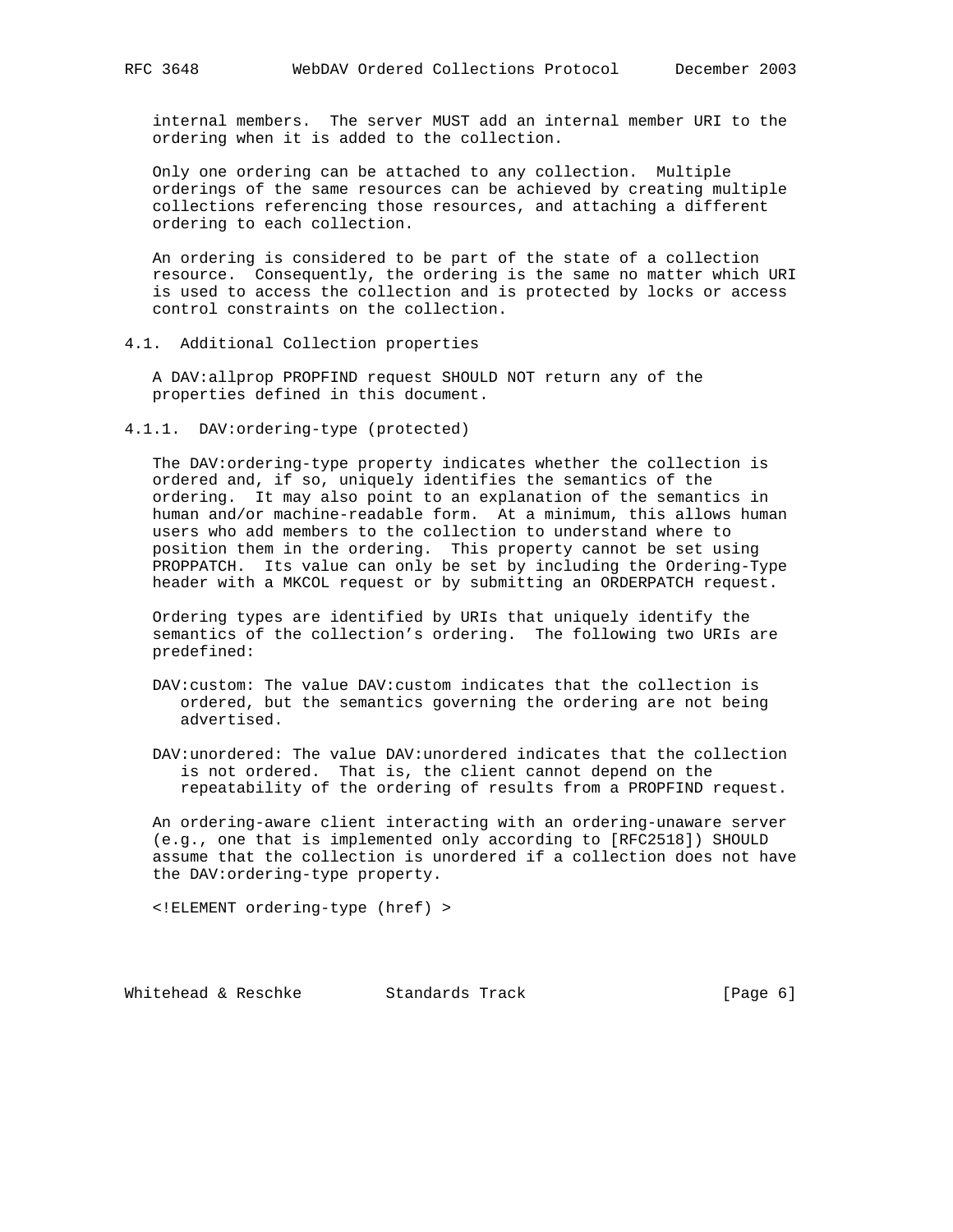internal members. The server MUST add an internal member URI to the ordering when it is added to the collection.

Only one ordering can be attached to any collection. Multiple orderings of the same resources can be achieved by creating multiple collections referencing those resources, and attaching a different ordering to each collection.

An ordering is considered to be part of the state of a collection resource. Consequently, the ordering is the same no matter which URI is used to access the collection and is protected by locks or access control constraints on the collection.

## 4.1. Additional Collection properties

A DAV:allprop PROPFIND request SHOULD NOT return any of the properties defined in this document.

### 4.1.1. DAV:ordering-type (protected)

The DAV:ordering-type property indicates whether the collection is ordered and, if so, uniquely identifies the semantics of the ordering. It may also point to an explanation of the semantics in human and/or machine-readable form. At a minimum, this allows human users who add members to the collection to understand where to position them in the ordering. This property cannot be set using PROPPATCH. Its value can only be set by including the Ordering-Type header with a MKCOL request or by submitting an ORDERPATCH request.

Ordering types are identified by URIs that uniquely identify the semantics of the collection's ordering. The following two URIs are predefined:

DAV:custom: The value DAV:custom indicates that the collection is ordered, but the semantics governing the ordering are not being advertised.

DAV:unordered: The value DAV:unordered indicates that the collection is not ordered. That is, the client cannot depend on the repeatability of the ordering of results from a PROPFIND request.

An ordering-aware client interacting with an ordering-unaware server (e.g., one that is implemented only according to [RFC2518]) SHOULD assume that the collection is unordered if a collection does not have the DAV:ordering-type property.

```
<!ELEMENT ordering-type (href) >
```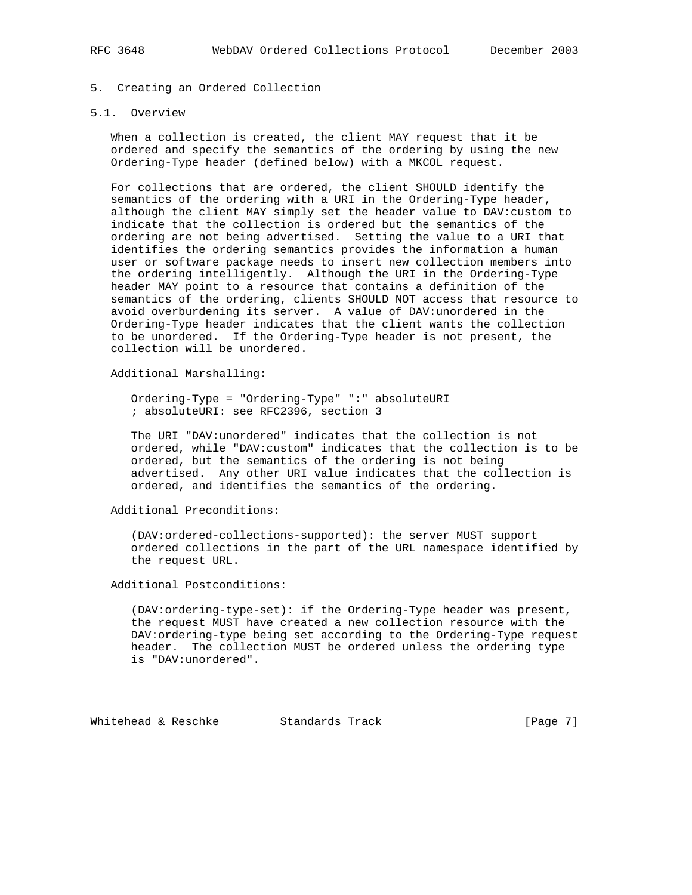## 5. Creating an Ordered Collection

### 5.1. Overview

When a collection is created, the client MAY request that it be ordered and specify the semantics of the ordering by using the new Ordering-Type header (defined below) with a MKCOL request.

For collections that are ordered, the client SHOULD identify the semantics of the ordering with a URI in the Ordering-Type header, although the client MAY simply set the header value to DAV:custom to indicate that the collection is ordered but the semantics of the ordering are not being advertised. Setting the value to a URI that identifies the ordering semantics provides the information a human user or software package needs to insert new collection members into the ordering intelligently. Although the URI in the Ordering-Type header MAY point to a resource that contains a definition of the semantics of the ordering, clients SHOULD NOT access that resource to avoid overburdening its server. A value of DAV:unordered in the Ordering-Type header indicates that the client wants the collection to be unordered. If the Ordering-Type header is not present, the collection will be unordered.

Additional Marshalling:

```
Ordering-Type = "Ordering-Type" ":" absoluteURI
; absoluteURI: see RFC2396, section 3
```

The URI "DAV:unordered" indicates that the collection is not ordered, while "DAV:custom" indicates that the collection is to be ordered, but the semantics of the ordering is not being advertised. Any other URI value indicates that the collection is ordered, and identifies the semantics of the ordering.

Additional Preconditions:

(DAV:ordered-collections-supported): the server MUST support ordered collections in the part of the URL namespace identified by the request URL.

Additional Postconditions:

(DAV:ordering-type-set): if the Ordering-Type header was present, the request MUST have created a new collection resource with the DAV:ordering-type being set according to the Ordering-Type request header. The collection MUST be ordered unless the ordering type is "DAV:unordered".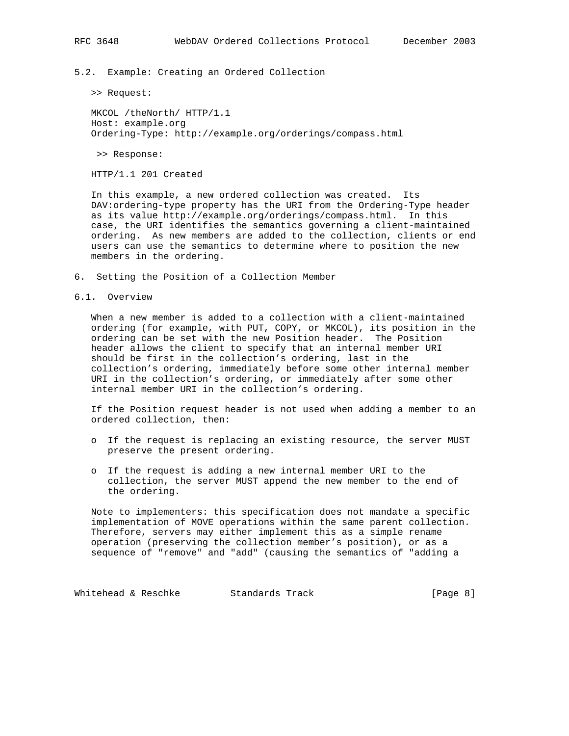## 5.2. Example: Creating an Ordered Collection

>> Request:

```
MKCOL /theNorth/ HTTP/1.1
Host: example.org
Ordering-Type: http://example.org/orderings/compass.html
```

>> Response:

```
HTTP/1.1 201 Created
```

In this example, a new ordered collection was created. Its DAV:ordering-type property has the URI from the Ordering-Type header as its value http://example.org/orderings/compass.html. In this case, the URI identifies the semantics governing a client-maintained ordering. As new members are added to the collection, clients or end users can use the semantics to determine where to position the new members in the ordering.

# 6. Setting the Position of a Collection Member

## 6.1. Overview

When a new member is added to a collection with a client-maintained ordering (for example, with PUT, COPY, or MKCOL), its position in the ordering can be set with the new Position header. The Position header allows the client to specify that an internal member URI should be first in the collection's ordering, last in the collection's ordering, immediately before some other internal member URI in the collection's ordering, or immediately after some other internal member URI in the collection's ordering.

If the Position request header is not used when adding a member to an ordered collection, then:

- If the request is replacing an existing resource, the server MUST preserve the present ordering.
- If the request is adding a new internal member URI to the collection, the server MUST append the new member to the end of the ordering.

Note to implementers: this specification does not mandate a specific implementation of MOVE operations within the same parent collection. Therefore, servers may either implement this as a simple rename operation (preserving the collection member's position), or as a sequence of "remove" and "add" (causing the semantics of "adding a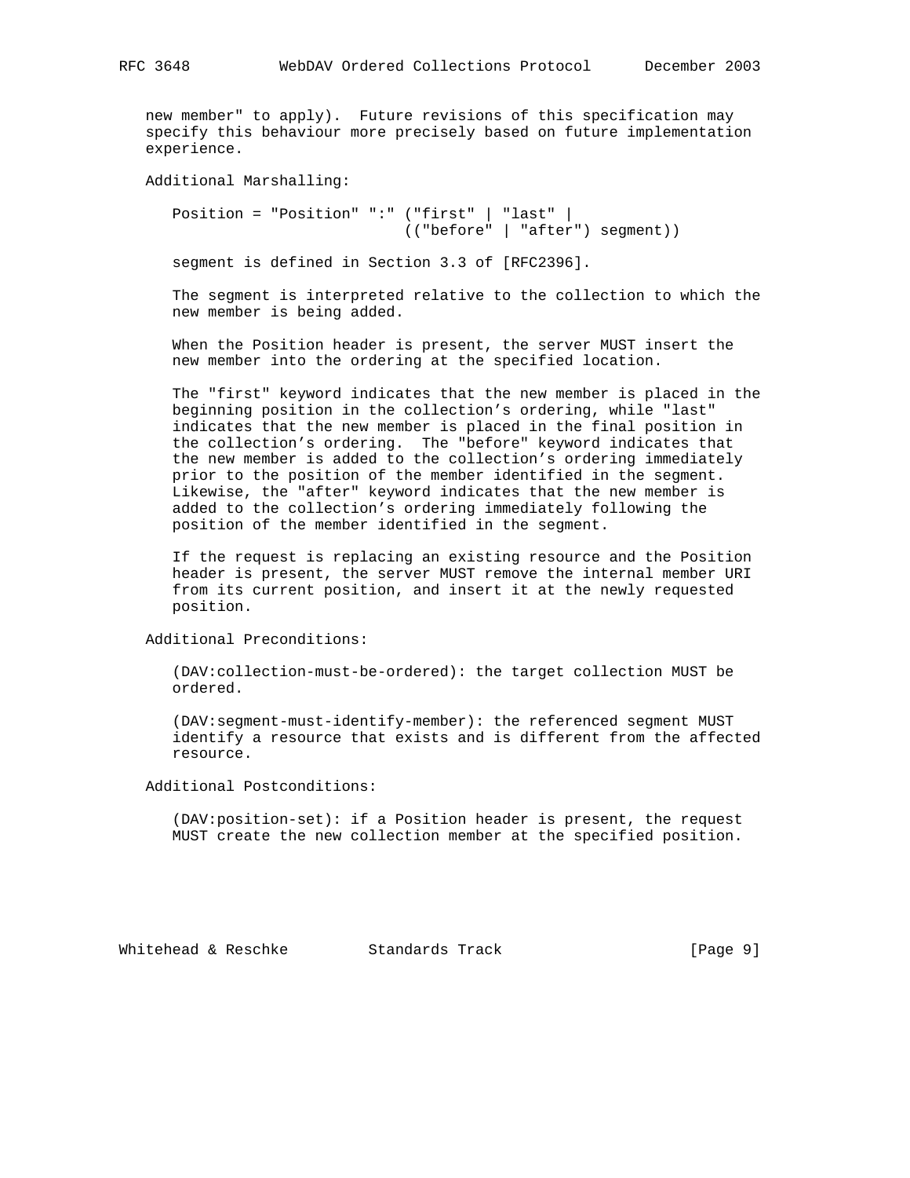new member" to apply). Future revisions of this specification may specify this behaviour more precisely based on future implementation experience.

Additional Marshalling:

```
Position = "Position" ":" ("first" | "last" |
                           (("before" | "after") segment))
```

segment is defined in Section 3.3 of [RFC2396].

The segment is interpreted relative to the collection to which the new member is being added.

When the Position header is present, the server MUST insert the new member into the ordering at the specified location.

The "first" keyword indicates that the new member is placed in the beginning position in the collection’s ordering, while "last" indicates that the new member is placed in the final position in the collection’s ordering. The "before" keyword indicates that the new member is added to the collection’s ordering immediately prior to the position of the member identified in the segment. Likewise, the "after" keyword indicates that the new member is added to the collection’s ordering immediately following the position of the member identified in the segment.

If the request is replacing an existing resource and the Position header is present, the server MUST remove the internal member URI from its current position, and insert it at the newly requested position.

Additional Preconditions:

(DAV:collection-must-be-ordered): the target collection MUST be ordered.

(DAV:segment-must-identify-member): the referenced segment MUST identify a resource that exists and is different from the affected resource.

Additional Postconditions:

(DAV:position-set): if a Position header is present, the request MUST create the new collection member at the specified position.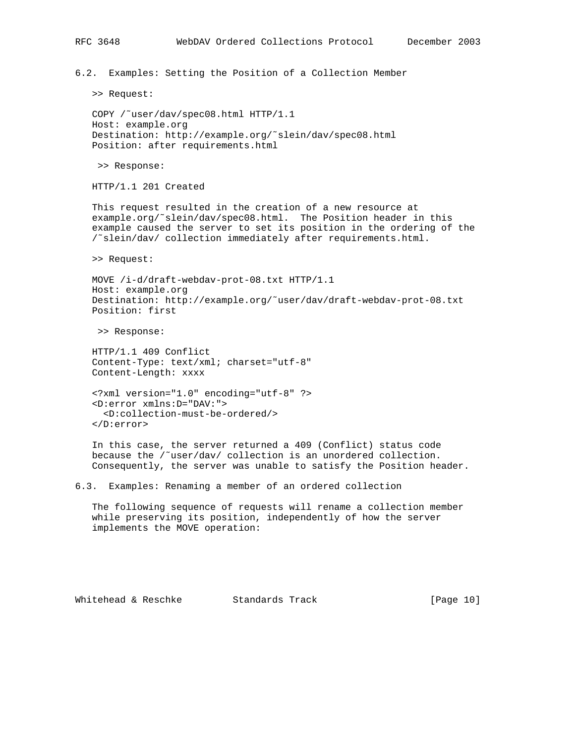### 6.2. Examples: Setting the Position of a Collection Member

>> Request:

```
COPY /~user/dav/spec08.html HTTP/1.1
Host: example.org
Destination: http://example.org/~slein/dav/spec08.html
Position: after requirements.html
```

>> Response:

```
HTTP/1.1 201 Created
```

This request resulted in the creation of a new resource at example.org/~slein/dav/spec08.html. The Position header in this example caused the server to set its position in the ordering of the /~slein/dav/ collection immediately after requirements.html.

>> Request:

```
MOVE /i-d/draft-webdav-prot-08.txt HTTP/1.1
Host: example.org
Destination: http://example.org/~user/dav/draft-webdav-prot-08.txt
Position: first
```

>> Response:

```
HTTP/1.1 409 Conflict
Content-Type: text/xml; charset="utf-8"
Content-Length: xxxx

<?xml version="1.0" encoding="utf-8" ?>
<D:error xmlns:D="DAV:">
  <D:collection-must-be-ordered/>
</D:error>
```

In this case, the server returned a 409 (Conflict) status code because the /~user/dav/ collection is an unordered collection. Consequently, the server was unable to satisfy the Position header.

### 6.3. Examples: Renaming a member of an ordered collection

The following sequence of requests will rename a collection member while preserving its position, independently of how the server implements the MOVE operation: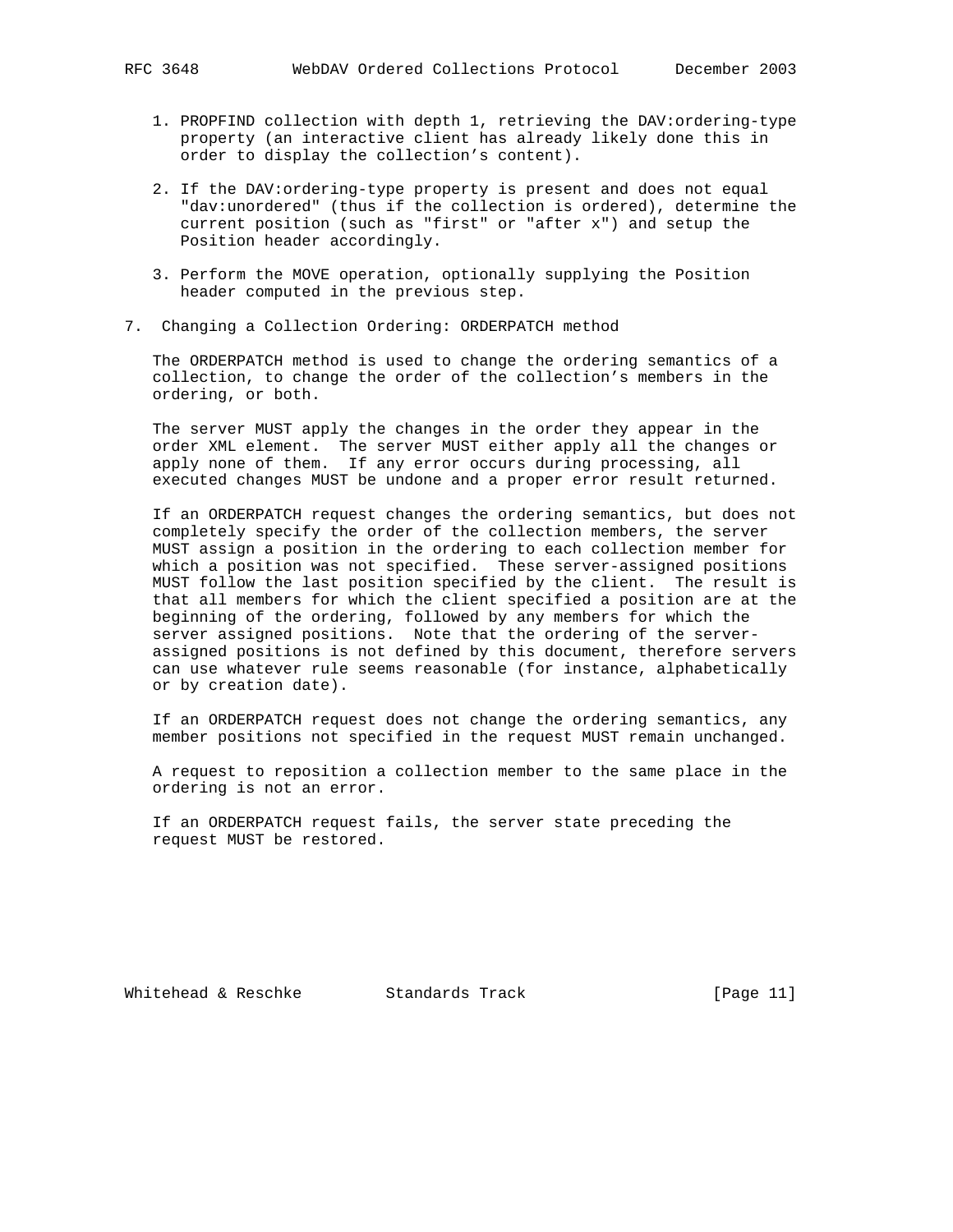1. PROPFIND collection with depth 1, retrieving the DAV:ordering-type property (an interactive client has already likely done this in order to display the collection's content).

2. If the DAV:ordering-type property is present and does not equal "dav:unordered" (thus if the collection is ordered), determine the current position (such as "first" or "after x") and setup the Position header accordingly.

3. Perform the MOVE operation, optionally supplying the Position header computed in the previous step.

## 7. Changing a Collection Ordering: ORDERPATCH method

The ORDERPATCH method is used to change the ordering semantics of a collection, to change the order of the collection's members in the ordering, or both.

The server MUST apply the changes in the order they appear in the order XML element. The server MUST either apply all the changes or apply none of them. If any error occurs during processing, all executed changes MUST be undone and a proper error result returned.

If an ORDERPATCH request changes the ordering semantics, but does not completely specify the order of the collection members, the server MUST assign a position in the ordering to each collection member for which a position was not specified. These server-assigned positions MUST follow the last position specified by the client. The result is that all members for which the client specified a position are at the beginning of the ordering, followed by any members for which the server assigned positions. Note that the ordering of the server-assigned positions is not defined by this document, therefore servers can use whatever rule seems reasonable (for instance, alphabetically or by creation date).

If an ORDERPATCH request does not change the ordering semantics, any member positions not specified in the request MUST remain unchanged.

A request to reposition a collection member to the same place in the ordering is not an error.

If an ORDERPATCH request fails, the server state preceding the request MUST be restored.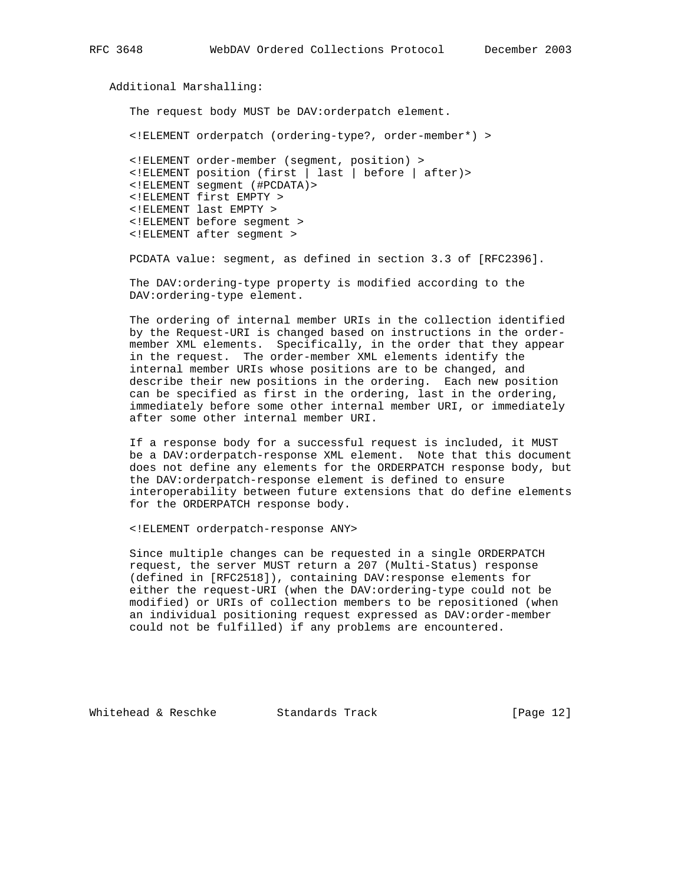Additional Marshalling:

The request body MUST be DAV:orderpatch element.

```
<!ELEMENT orderpatch (ordering-type?, order-member*) >

<!ELEMENT order-member (segment, position) >
<!ELEMENT position (first | last | before | after)>
<!ELEMENT segment (#PCDATA)>
<!ELEMENT first EMPTY >
<!ELEMENT last EMPTY >
<!ELEMENT before segment >
<!ELEMENT after segment >
```

PCDATA value: segment, as defined in section 3.3 of [RFC2396].

The DAV:ordering-type property is modified according to the DAV:ordering-type element.

The ordering of internal member URIs in the collection identified by the Request-URI is changed based on instructions in the order-member XML elements. Specifically, in the order that they appear in the request. The order-member XML elements identify the internal member URIs whose positions are to be changed, and describe their new positions in the ordering. Each new position can be specified as first in the ordering, last in the ordering, immediately before some other internal member URI, or immediately after some other internal member URI.

If a response body for a successful request is included, it MUST be a DAV:orderpatch-response XML element. Note that this document does not define any elements for the ORDERPATCH response body, but the DAV:orderpatch-response element is defined to ensure interoperability between future extensions that do define elements for the ORDERPATCH response body.

```
<!ELEMENT orderpatch-response ANY>
```

Since multiple changes can be requested in a single ORDERPATCH request, the server MUST return a 207 (Multi-Status) response (defined in [RFC2518]), containing DAV:response elements for either the request-URI (when the DAV:ordering-type could not be modified) or URIs of collection members to be repositioned (when an individual positioning request expressed as DAV:order-member could not be fulfilled) if any problems are encountered.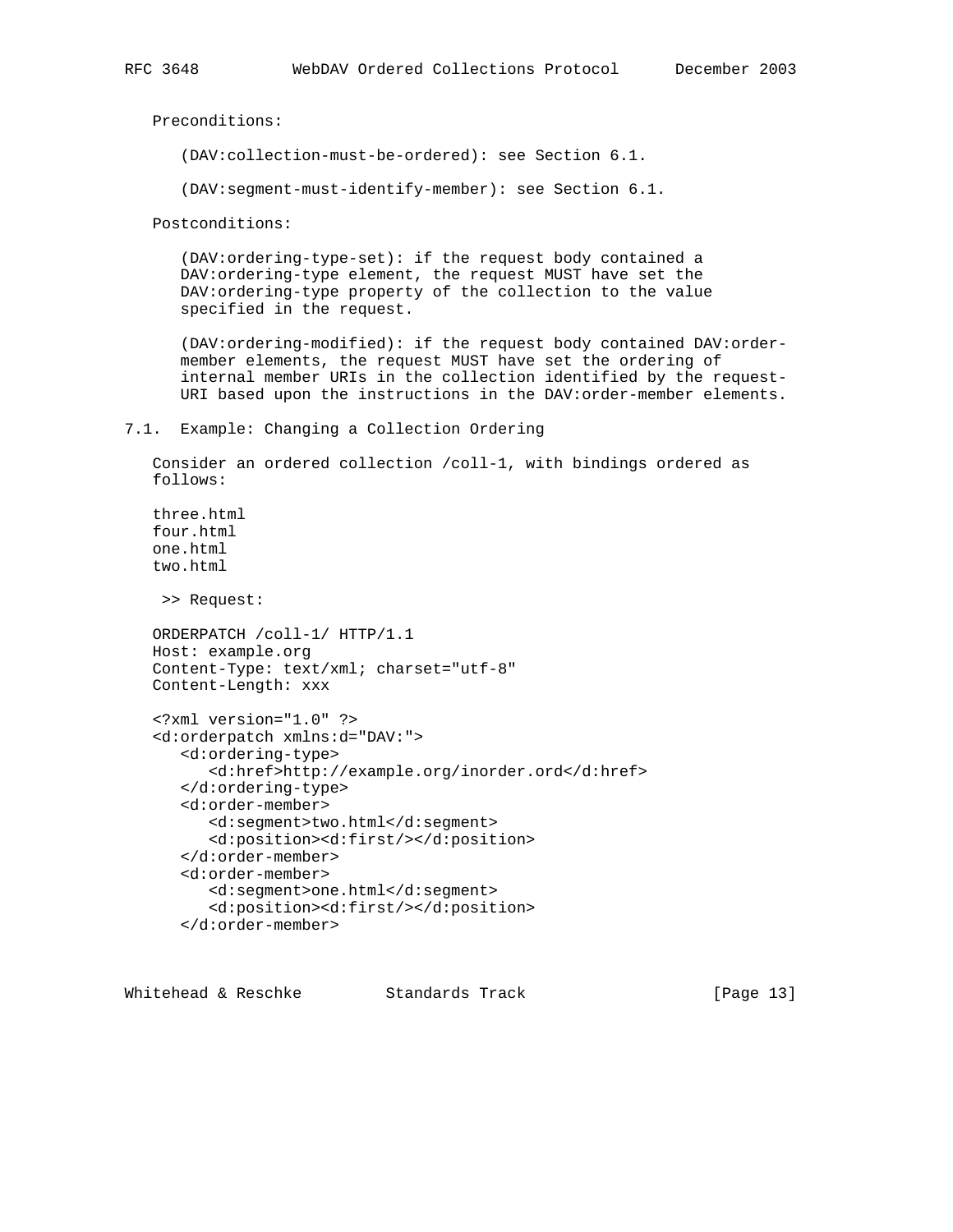Preconditions:

(DAV:collection-must-be-ordered): see Section 6.1.

(DAV:segment-must-identify-member): see Section 6.1.

Postconditions:

(DAV:ordering-type-set): if the request body contained a DAV:ordering-type element, the request MUST have set the DAV:ordering-type property of the collection to the value specified in the request.

(DAV:ordering-modified): if the request body contained DAV:order-member elements, the request MUST have set the ordering of internal member URIs in the collection identified by the request-URI based upon the instructions in the DAV:order-member elements.

## 7.1. Example: Changing a Collection Ordering

Consider an ordered collection /coll-1, with bindings ordered as follows:

```
three.html
four.html
one.html
two.html
```

\>> Request:

```
ORDERPATCH /coll-1/ HTTP/1.1
Host: example.org
Content-Type: text/xml; charset="utf-8"
Content-Length: xxx

<?xml version="1.0" ?>
<d:orderpatch xmlns:d="DAV:">
   <d:ordering-type>
      <d:href>http://example.org/inorder.ord</d:href>
   </d:ordering-type>
   <d:order-member>
      <d:segment>two.html</d:segment>
      <d:position><d:first/></d:position>
   </d:order-member>
   <d:order-member>
      <d:segment>one.html</d:segment>
      <d:position><d:first/></d:position>
   </d:order-member>
```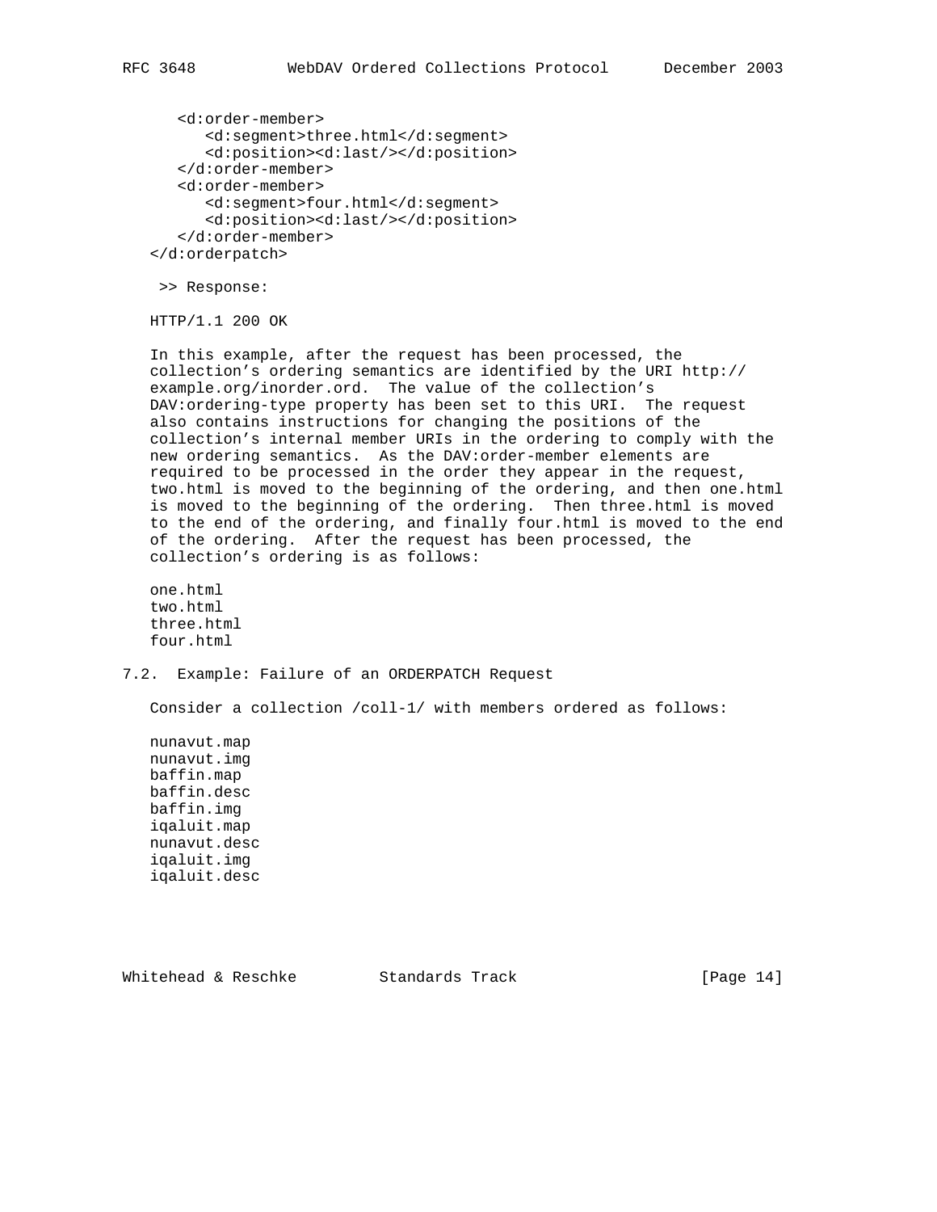```
      <d:order-member>
         <d:segment>three.html</d:segment>
         <d:position><d:last/></d:position>
      </d:order-member>
      <d:order-member>
         <d:segment>four.html</d:segment>
         <d:position><d:last/></d:position>
      </d:order-member>
   </d:orderpatch>
```

\>> Response:

```
HTTP/1.1 200 OK
```

In this example, after the request has been processed, the collection's ordering semantics are identified by the URI http://example.org/inorder.ord. The value of the collection's DAV:ordering-type property has been set to this URI. The request also contains instructions for changing the positions of the collection's internal member URIs in the ordering to comply with the new ordering semantics. As the DAV:order-member elements are required to be processed in the order they appear in the request, two.html is moved to the beginning of the ordering, and then one.html is moved to the beginning of the ordering. Then three.html is moved to the end of the ordering, and finally four.html is moved to the end of the ordering. After the request has been processed, the collection's ordering is as follows:

```
one.html
two.html
three.html
four.html
```

## 7.2. Example: Failure of an ORDERPATCH Request

Consider a collection /coll-1/ with members ordered as follows:

```
nunavut.map
nunavut.img
baffin.map
baffin.desc
baffin.img
iqaluit.map
nunavut.desc
iqaluit.img
iqaluit.desc
```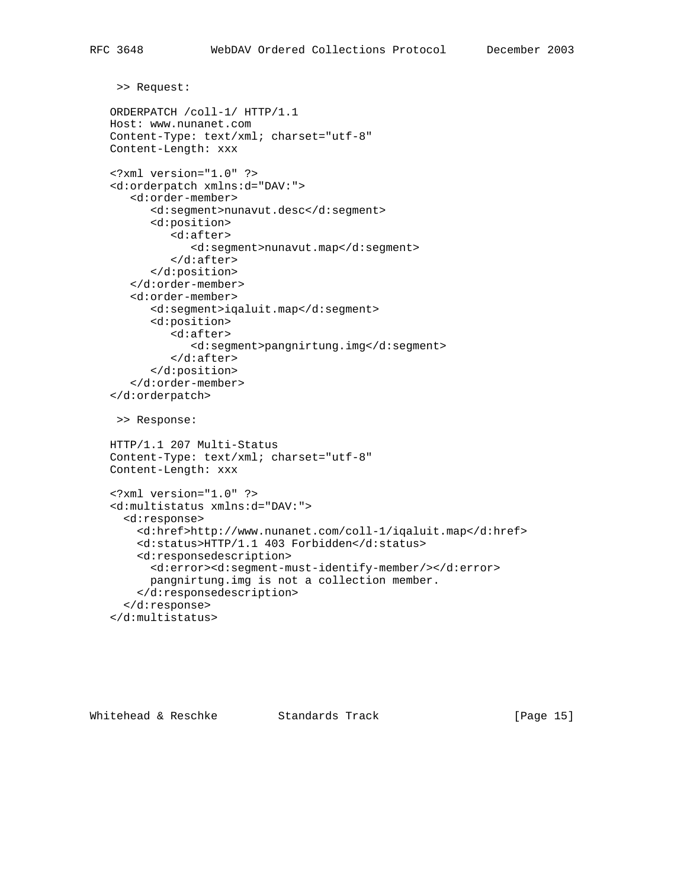>> Request:

```
ORDERPATCH /coll-1/ HTTP/1.1
Host: www.nunanet.com
Content-Type: text/xml; charset="utf-8"
Content-Length: xxx

<?xml version="1.0" ?>
<d:orderpatch xmlns:d="DAV:">
   <d:order-member>
      <d:segment>nunavut.desc</d:segment>
      <d:position>
         <d:after>
            <d:segment>nunavut.map</d:segment>
         </d:after>
      </d:position>
   </d:order-member>
   <d:order-member>
      <d:segment>iqaluit.map</d:segment>
      <d:position>
         <d:after>
            <d:segment>pangnirtung.img</d:segment>
         </d:after>
      </d:position>
   </d:order-member>
</d:orderpatch>
```

>> Response:

```
HTTP/1.1 207 Multi-Status
Content-Type: text/xml; charset="utf-8"
Content-Length: xxx

<?xml version="1.0" ?>
<d:multistatus xmlns:d="DAV:">
  <d:response>
    <d:href>http://www.nunanet.com/coll-1/iqaluit.map</d:href>
    <d:status>HTTP/1.1 403 Forbidden</d:status>
    <d:responsedescription>
      <d:error><d:segment-must-identify-member/></d:error>
      pangnirtung.img is not a collection member.
    </d:responsedescription>
  </d:response>
</d:multistatus>
```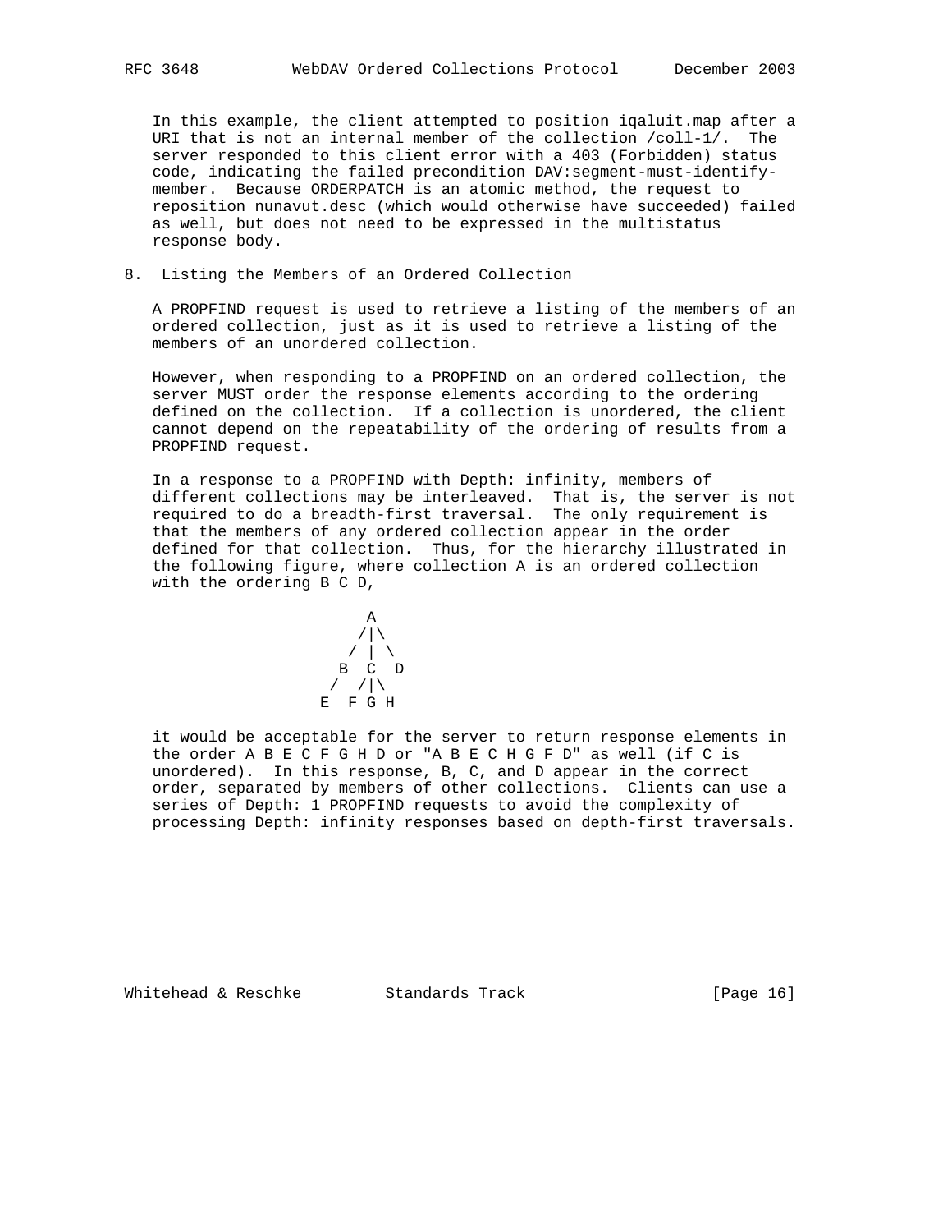In this example, the client attempted to position iqaluit.map after a URI that is not an internal member of the collection /coll-1/. The server responded to this client error with a 403 (Forbidden) status code, indicating the failed precondition DAV:segment-must-identify-member. Because ORDERPATCH is an atomic method, the request to reposition nunavut.desc (which would otherwise have succeeded) failed as well, but does not need to be expressed in the multistatus response body.

## 8. Listing the Members of an Ordered Collection

A PROPFIND request is used to retrieve a listing of the members of an ordered collection, just as it is used to retrieve a listing of the members of an unordered collection.

However, when responding to a PROPFIND on an ordered collection, the server MUST order the response elements according to the ordering defined on the collection. If a collection is unordered, the client cannot depend on the repeatability of the ordering of results from a PROPFIND request.

In a response to a PROPFIND with Depth: infinity, members of different collections may be interleaved. That is, the server is not required to do a breadth-first traversal. The only requirement is that the members of any ordered collection appear in the order defined for that collection. Thus, for the hierarchy illustrated in the following figure, where collection A is an ordered collection with the ordering B C D,

```
          A
         /|\
        / | \
       B  C  D
      /  /|\
     E  F G H
```

it would be acceptable for the server to return response elements in the order A B E C F G H D or "A B E C H G F D" as well (if C is unordered). In this response, B, C, and D appear in the correct order, separated by members of other collections. Clients can use a series of Depth: 1 PROPFIND requests to avoid the complexity of processing Depth: infinity responses based on depth-first traversals.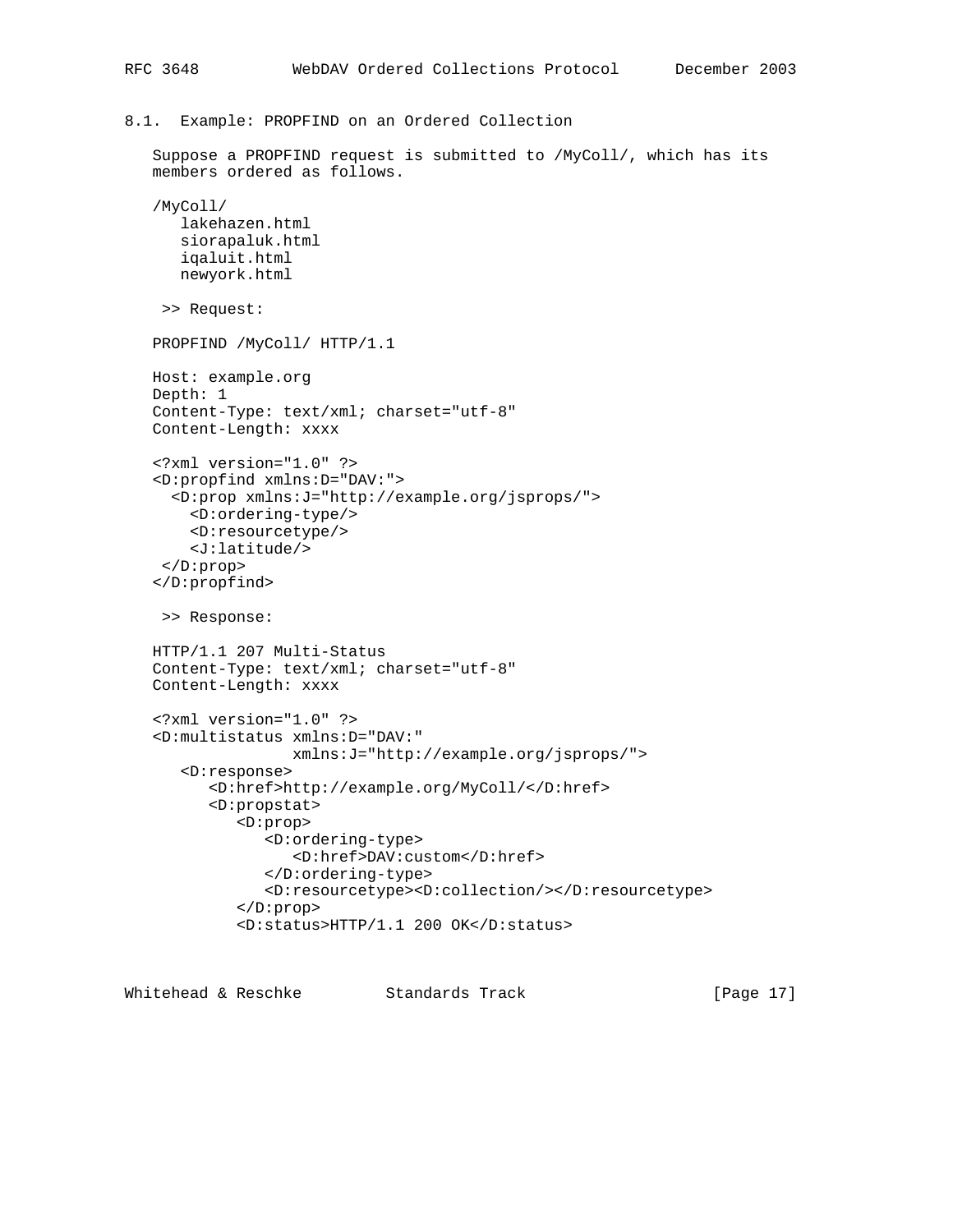### 8.1. Example: PROPFIND on an Ordered Collection

Suppose a PROPFIND request is submitted to /MyColl/, which has its members ordered as follows.

```
/MyColl/
   lakehazen.html
   siorapaluk.html
   iqaluit.html
   newyork.html
```

>> Request:

```
PROPFIND /MyColl/ HTTP/1.1

Host: example.org
Depth: 1
Content-Type: text/xml; charset="utf-8"
Content-Length: xxxx

<?xml version="1.0" ?>
<D:propfind xmlns:D="DAV:">
  <D:prop xmlns:J="http://example.org/jsprops/">
    <D:ordering-type/>
    <D:resourcetype/>
    <J:latitude/>
 </D:prop>
</D:propfind>
```

>> Response:

```
HTTP/1.1 207 Multi-Status
Content-Type: text/xml; charset="utf-8"
Content-Length: xxxx

<?xml version="1.0" ?>
<D:multistatus xmlns:D="DAV:"
               xmlns:J="http://example.org/jsprops/">
   <D:response>
      <D:href>http://example.org/MyColl/</D:href>
      <D:propstat>
         <D:prop>
            <D:ordering-type>
               <D:href>DAV:custom</D:href>
            </D:ordering-type>
            <D:resourcetype><D:collection/></D:resourcetype>
         </D:prop>
         <D:status>HTTP/1.1 200 OK</D:status>
```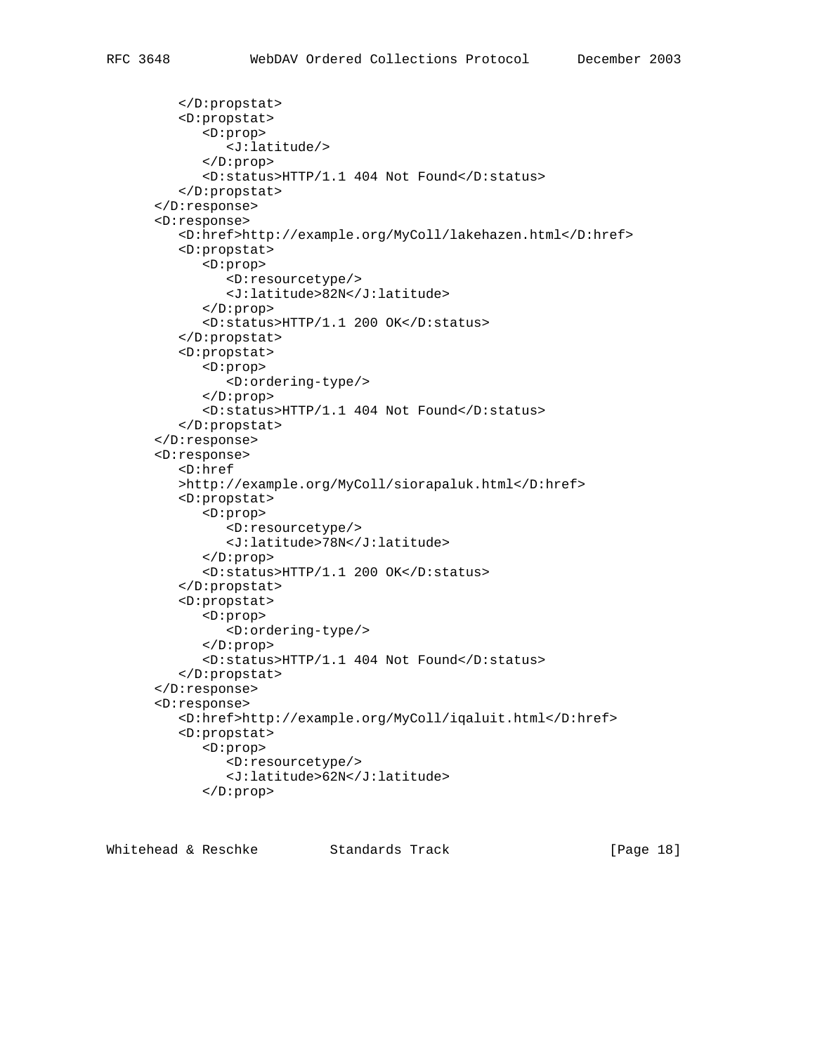```
         </D:propstat>
         <D:propstat>
            <D:prop>
               <J:latitude/>
            </D:prop>
            <D:status>HTTP/1.1 404 Not Found</D:status>
         </D:propstat>
      </D:response>
      <D:response>
         <D:href>http://example.org/MyColl/lakehazen.html</D:href>
         <D:propstat>
            <D:prop>
               <D:resourcetype/>
               <J:latitude>82N</J:latitude>
            </D:prop>
            <D:status>HTTP/1.1 200 OK</D:status>
         </D:propstat>
         <D:propstat>
            <D:prop>
               <D:ordering-type/>
            </D:prop>
            <D:status>HTTP/1.1 404 Not Found</D:status>
         </D:propstat>
      </D:response>
      <D:response>
         <D:href
         >http://example.org/MyColl/siorapaluk.html</D:href>
         <D:propstat>
            <D:prop>
               <D:resourcetype/>
               <J:latitude>78N</J:latitude>
            </D:prop>
            <D:status>HTTP/1.1 200 OK</D:status>
         </D:propstat>
         <D:propstat>
            <D:prop>
               <D:ordering-type/>
            </D:prop>
            <D:status>HTTP/1.1 404 Not Found</D:status>
         </D:propstat>
      </D:response>
      <D:response>
         <D:href>http://example.org/MyColl/iqaluit.html</D:href>
         <D:propstat>
            <D:prop>
               <D:resourcetype/>
               <J:latitude>62N</J:latitude>
            </D:prop>
```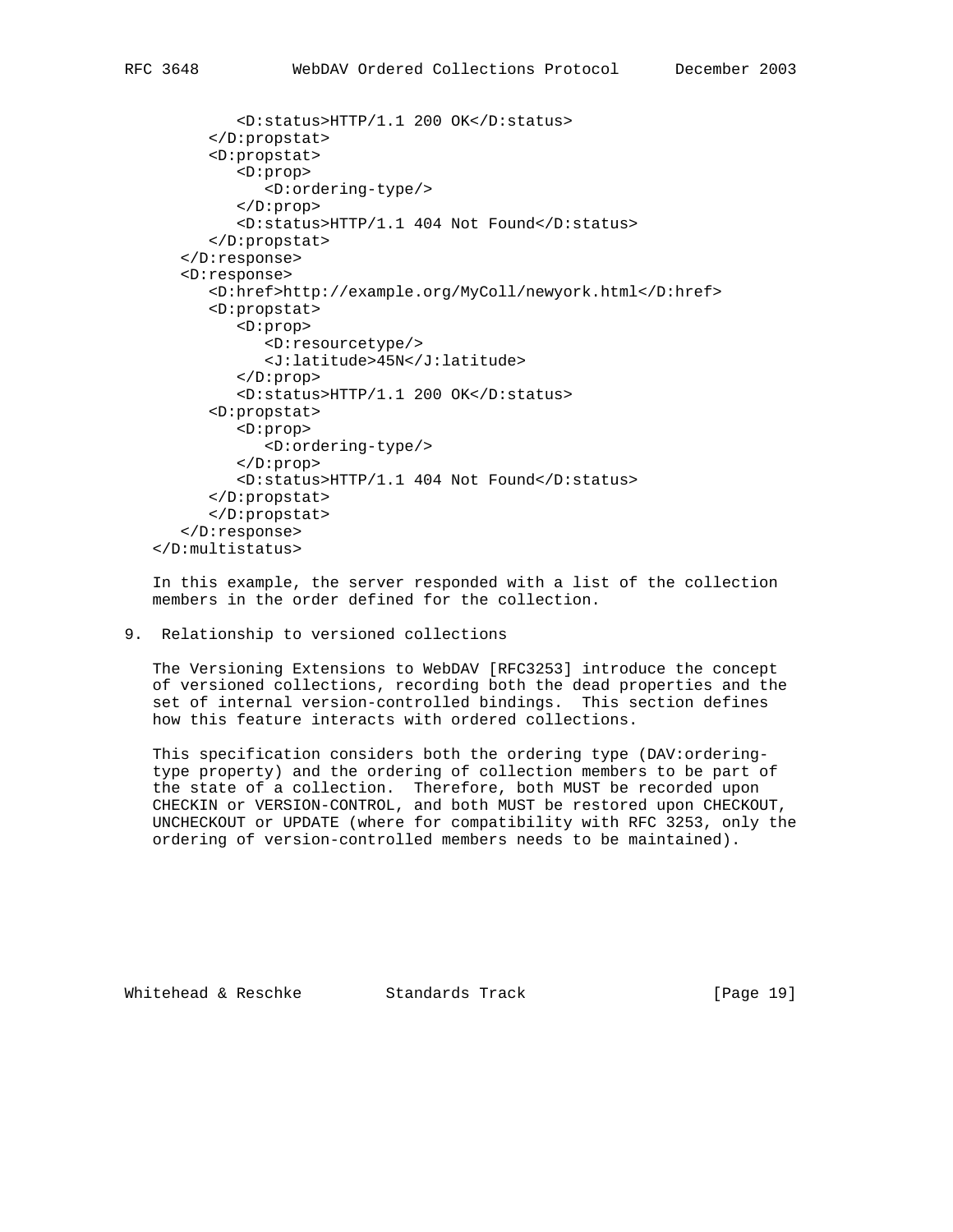```
            <D:status>HTTP/1.1 200 OK</D:status>
         </D:propstat>
         <D:propstat>
            <D:prop>
               <D:ordering-type/>
            </D:prop>
            <D:status>HTTP/1.1 404 Not Found</D:status>
         </D:propstat>
      </D:response>
      <D:response>
         <D:href>http://example.org/MyColl/newyork.html</D:href>
         <D:propstat>
            <D:prop>
               <D:resourcetype/>
               <J:latitude>45N</J:latitude>
            </D:prop>
            <D:status>HTTP/1.1 200 OK</D:status>
         <D:propstat>
            <D:prop>
               <D:ordering-type/>
            </D:prop>
            <D:status>HTTP/1.1 404 Not Found</D:status>
         </D:propstat>
         </D:propstat>
      </D:response>
   </D:multistatus>
```

In this example, the server responded with a list of the collection members in the order defined for the collection.

## 9. Relationship to versioned collections

The Versioning Extensions to WebDAV [RFC3253] introduce the concept of versioned collections, recording both the dead properties and the set of internal version-controlled bindings. This section defines how this feature interacts with ordered collections.

This specification considers both the ordering type (DAV:ordering-type property) and the ordering of collection members to be part of the state of a collection. Therefore, both MUST be recorded upon CHECKIN or VERSION-CONTROL, and both MUST be restored upon CHECKOUT, UNCHECKOUT or UPDATE (where for compatibility with RFC 3253, only the ordering of version-controlled members needs to be maintained).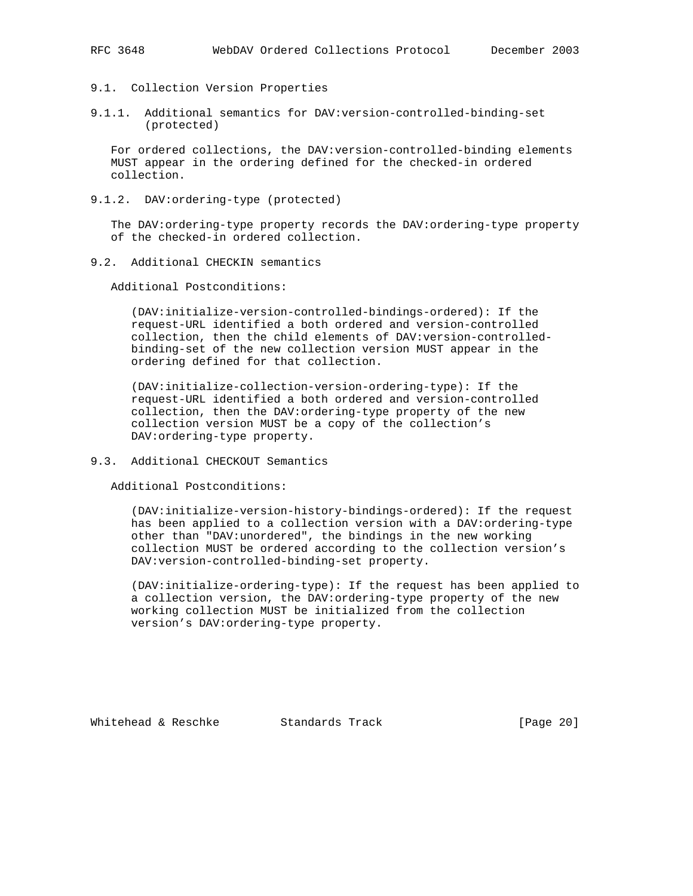## 9.1. Collection Version Properties

### 9.1.1. Additional semantics for DAV:version-controlled-binding-set (protected)

For ordered collections, the DAV:version-controlled-binding elements MUST appear in the ordering defined for the checked-in ordered collection.

### 9.1.2. DAV:ordering-type (protected)

The DAV:ordering-type property records the DAV:ordering-type property of the checked-in ordered collection.

## 9.2. Additional CHECKIN semantics

Additional Postconditions:

(DAV:initialize-version-controlled-bindings-ordered): If the request-URL identified a both ordered and version-controlled collection, then the child elements of DAV:version-controlled-binding-set of the new collection version MUST appear in the ordering defined for that collection.

(DAV:initialize-collection-version-ordering-type): If the request-URL identified a both ordered and version-controlled collection, then the DAV:ordering-type property of the new collection version MUST be a copy of the collection's DAV:ordering-type property.

## 9.3. Additional CHECKOUT Semantics

Additional Postconditions:

(DAV:initialize-version-history-bindings-ordered): If the request has been applied to a collection version with a DAV:ordering-type other than "DAV:unordered", the bindings in the new working collection MUST be ordered according to the collection version's DAV:version-controlled-binding-set property.

(DAV:initialize-ordering-type): If the request has been applied to a collection version, the DAV:ordering-type property of the new working collection MUST be initialized from the collection version's DAV:ordering-type property.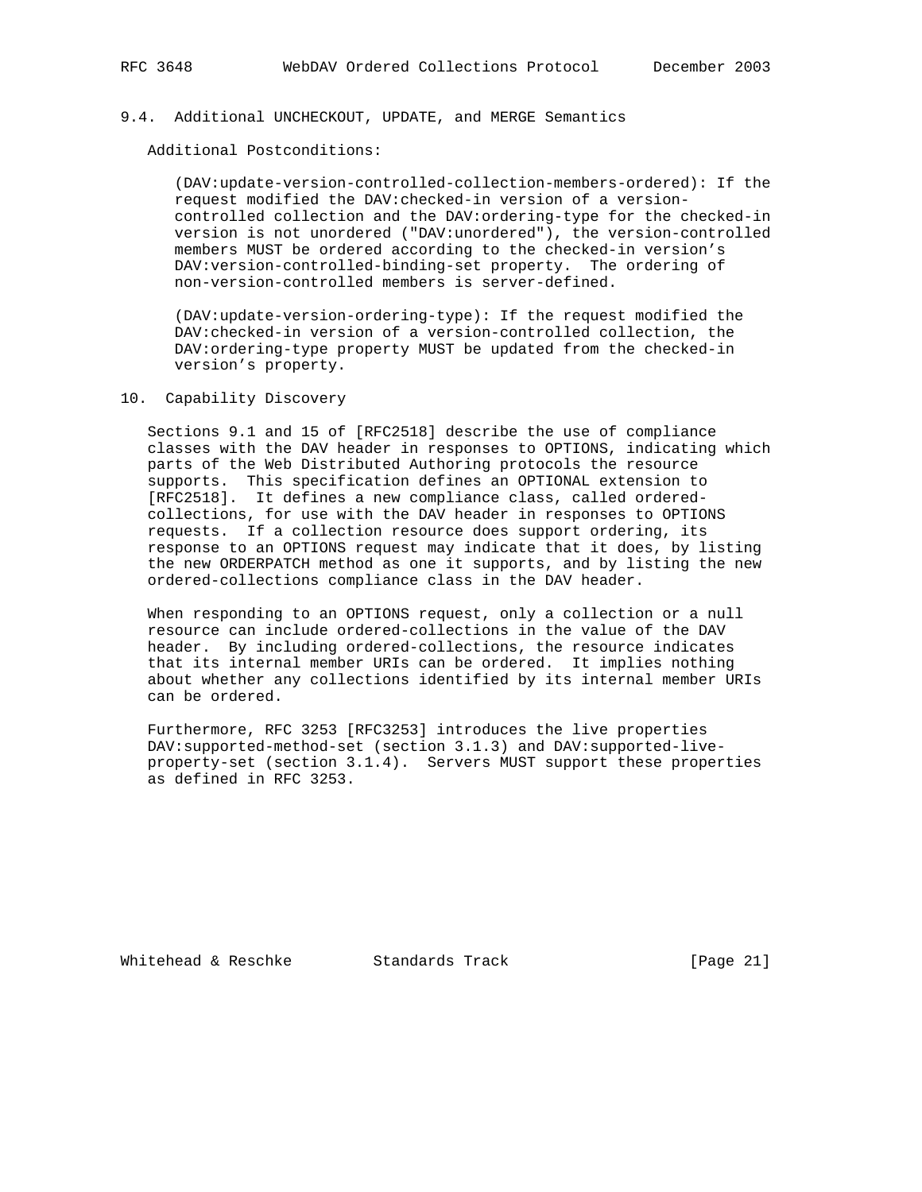## 9.4. Additional UNCHECKOUT, UPDATE, and MERGE Semantics

Additional Postconditions:

(DAV:update-version-controlled-collection-members-ordered): If the request modified the DAV:checked-in version of a version-controlled collection and the DAV:ordering-type for the checked-in version is not unordered ("DAV:unordered"), the version-controlled members MUST be ordered according to the checked-in version's DAV:version-controlled-binding-set property. The ordering of non-version-controlled members is server-defined.

(DAV:update-version-ordering-type): If the request modified the DAV:checked-in version of a version-controlled collection, the DAV:ordering-type property MUST be updated from the checked-in version's property.

# 10. Capability Discovery

Sections 9.1 and 15 of [RFC2518] describe the use of compliance classes with the DAV header in responses to OPTIONS, indicating which parts of the Web Distributed Authoring protocols the resource supports. This specification defines an OPTIONAL extension to [RFC2518]. It defines a new compliance class, called ordered-collections, for use with the DAV header in responses to OPTIONS requests. If a collection resource does support ordering, its response to an OPTIONS request may indicate that it does, by listing the new ORDERPATCH method as one it supports, and by listing the new ordered-collections compliance class in the DAV header.

When responding to an OPTIONS request, only a collection or a null resource can include ordered-collections in the value of the DAV header. By including ordered-collections, the resource indicates that its internal member URIs can be ordered. It implies nothing about whether any collections identified by its internal member URIs can be ordered.

Furthermore, RFC 3253 [RFC3253] introduces the live properties DAV:supported-method-set (section 3.1.3) and DAV:supported-live-property-set (section 3.1.4). Servers MUST support these properties as defined in RFC 3253.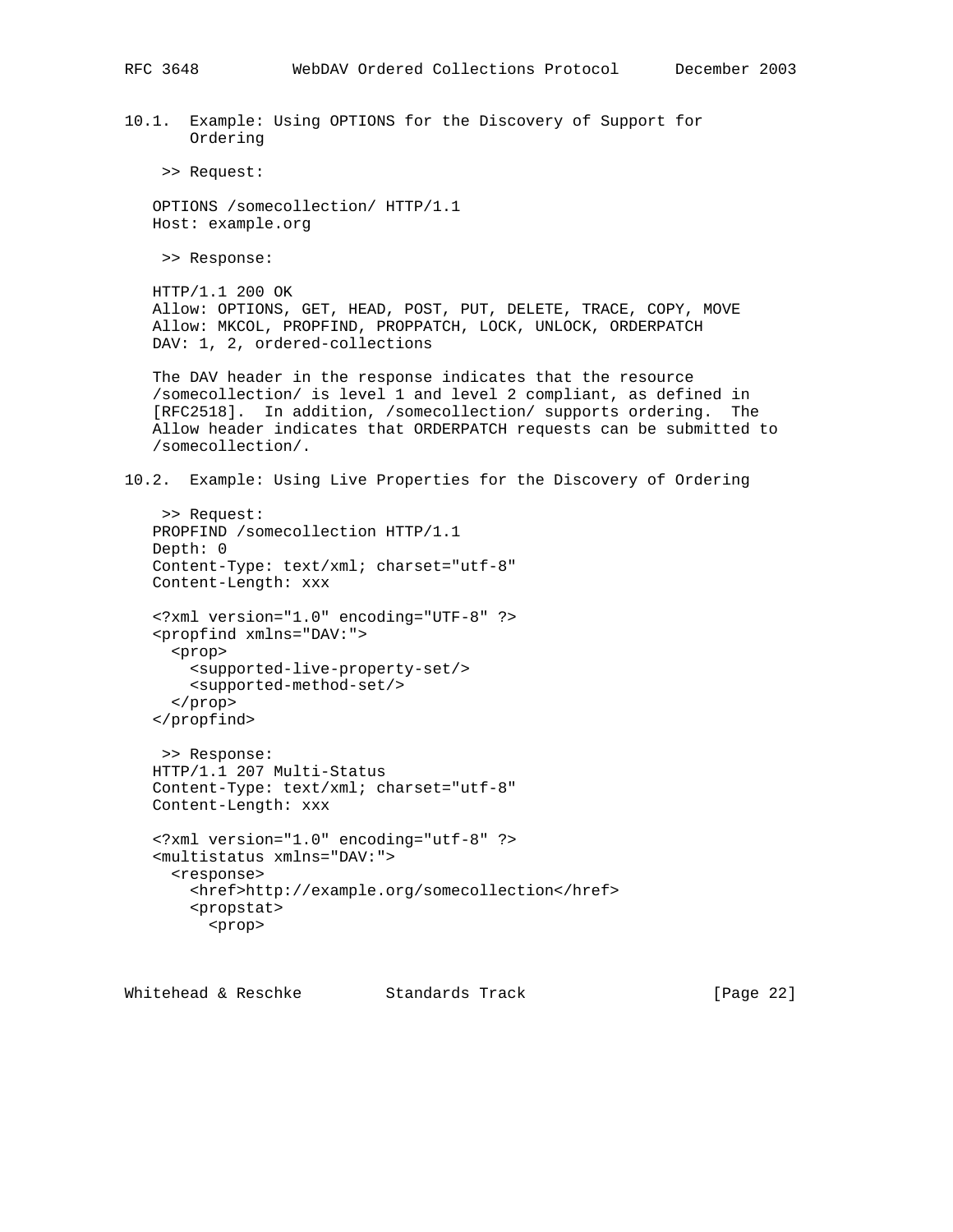### 10.1. Example: Using OPTIONS for the Discovery of Support for Ordering

>> Request:

```
OPTIONS /somecollection/ HTTP/1.1
Host: example.org
```

>> Response:

```
HTTP/1.1 200 OK
Allow: OPTIONS, GET, HEAD, POST, PUT, DELETE, TRACE, COPY, MOVE
Allow: MKCOL, PROPFIND, PROPPATCH, LOCK, UNLOCK, ORDERPATCH
DAV: 1, 2, ordered-collections
```

The DAV header in the response indicates that the resource /somecollection/ is level 1 and level 2 compliant, as defined in [RFC2518]. In addition, /somecollection/ supports ordering. The Allow header indicates that ORDERPATCH requests can be submitted to /somecollection/.

### 10.2. Example: Using Live Properties for the Discovery of Ordering

>> Request:

```
PROPFIND /somecollection HTTP/1.1
Depth: 0
Content-Type: text/xml; charset="utf-8"
Content-Length: xxx

<?xml version="1.0" encoding="UTF-8" ?>
<propfind xmlns="DAV:">
  <prop>
    <supported-live-property-set/>
    <supported-method-set/>
  </prop>
</propfind>
```

>> Response:

```
HTTP/1.1 207 Multi-Status
Content-Type: text/xml; charset="utf-8"
Content-Length: xxx

<?xml version="1.0" encoding="utf-8" ?>
<multistatus xmlns="DAV:">
  <response>
    <href>http://example.org/somecollection</href>
    <propstat>
      <prop>
```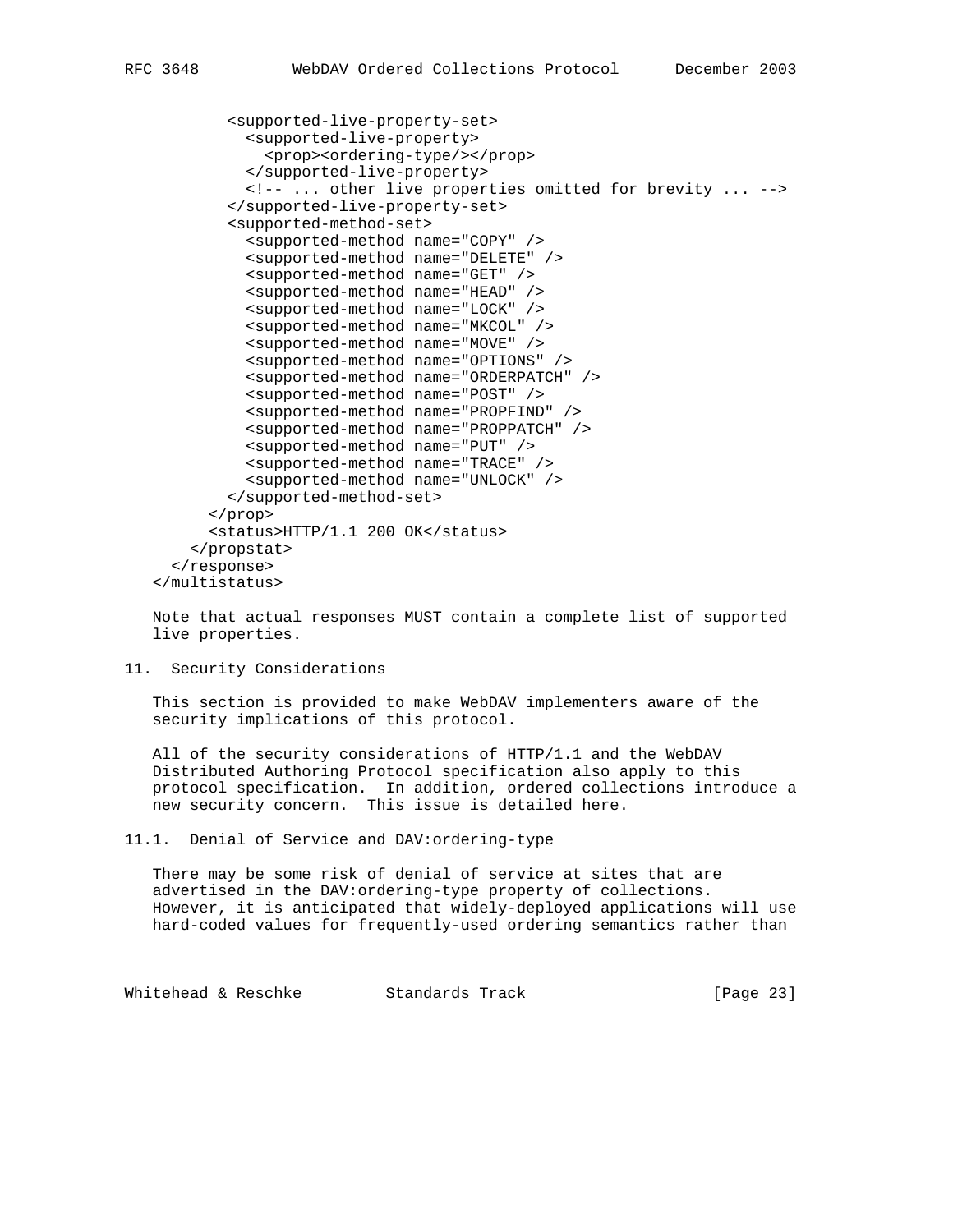```
          <supported-live-property-set>
            <supported-live-property>
              <prop><ordering-type/></prop>
            </supported-live-property>
            <!-- ... other live properties omitted for brevity ... -->
          </supported-live-property-set>
          <supported-method-set>
            <supported-method name="COPY" />
            <supported-method name="DELETE" />
            <supported-method name="GET" />
            <supported-method name="HEAD" />
            <supported-method name="LOCK" />
            <supported-method name="MKCOL" />
            <supported-method name="MOVE" />
            <supported-method name="OPTIONS" />
            <supported-method name="ORDERPATCH" />
            <supported-method name="POST" />
            <supported-method name="PROPFIND" />
            <supported-method name="PROPPATCH" />
            <supported-method name="PUT" />
            <supported-method name="TRACE" />
            <supported-method name="UNLOCK" />
          </supported-method-set>
        </prop>
        <status>HTTP/1.1 200 OK</status>
      </propstat>
    </response>
  </multistatus>
```

Note that actual responses MUST contain a complete list of supported live properties.

## 11. Security Considerations

This section is provided to make WebDAV implementers aware of the security implications of this protocol.

All of the security considerations of HTTP/1.1 and the WebDAV Distributed Authoring Protocol specification also apply to this protocol specification. In addition, ordered collections introduce a new security concern. This issue is detailed here.

### 11.1. Denial of Service and DAV:ordering-type

There may be some risk of denial of service at sites that are advertised in the DAV:ordering-type property of collections. However, it is anticipated that widely-deployed applications will use hard-coded values for frequently-used ordering semantics rather than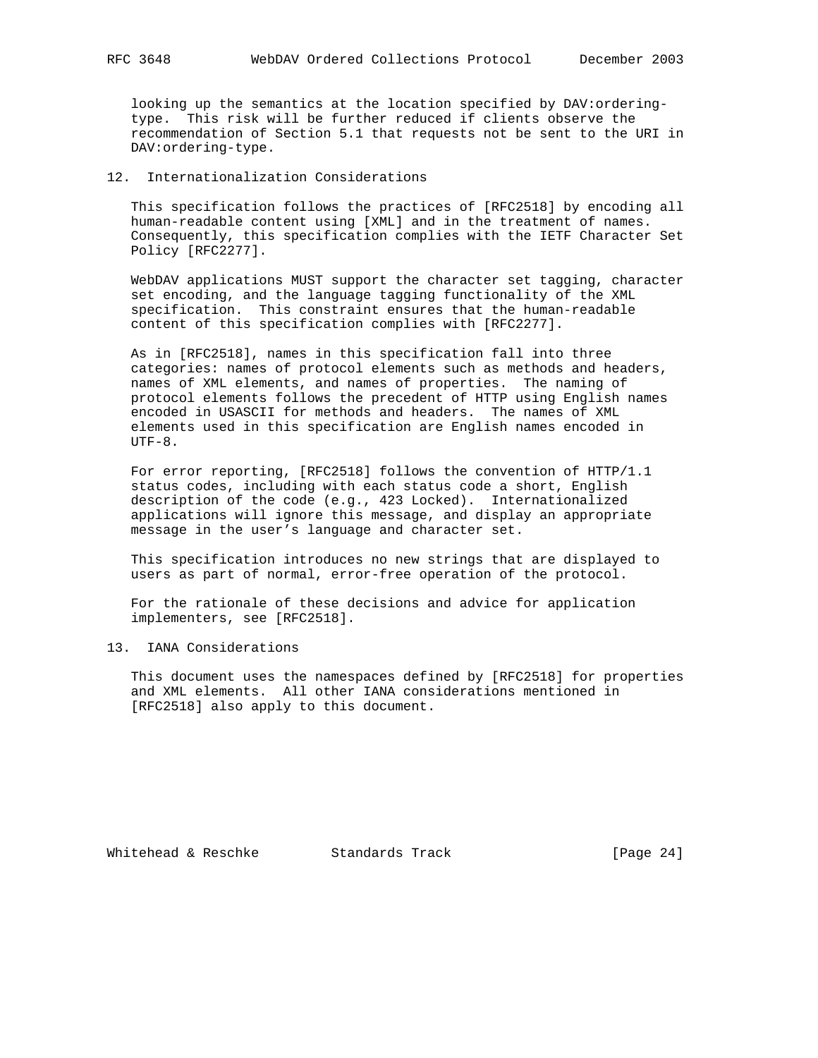looking up the semantics at the location specified by DAV:ordering-type. This risk will be further reduced if clients observe the recommendation of Section 5.1 that requests not be sent to the URI in DAV:ordering-type.

## 12. Internationalization Considerations

This specification follows the practices of [RFC2518] by encoding all human-readable content using [XML] and in the treatment of names. Consequently, this specification complies with the IETF Character Set Policy [RFC2277].

WebDAV applications MUST support the character set tagging, character set encoding, and the language tagging functionality of the XML specification. This constraint ensures that the human-readable content of this specification complies with [RFC2277].

As in [RFC2518], names in this specification fall into three categories: names of protocol elements such as methods and headers, names of XML elements, and names of properties. The naming of protocol elements follows the precedent of HTTP using English names encoded in USASCII for methods and headers. The names of XML elements used in this specification are English names encoded in UTF-8.

For error reporting, [RFC2518] follows the convention of HTTP/1.1 status codes, including with each status code a short, English description of the code (e.g., 423 Locked). Internationalized applications will ignore this message, and display an appropriate message in the user's language and character set.

This specification introduces no new strings that are displayed to users as part of normal, error-free operation of the protocol.

For the rationale of these decisions and advice for application implementers, see [RFC2518].

## 13. IANA Considerations

This document uses the namespaces defined by [RFC2518] for properties and XML elements. All other IANA considerations mentioned in [RFC2518] also apply to this document.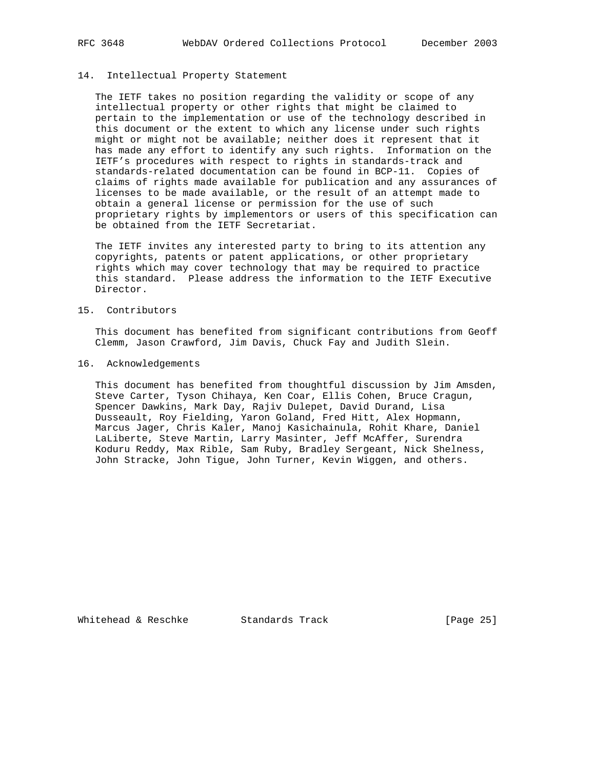## 14. Intellectual Property Statement

The IETF takes no position regarding the validity or scope of any intellectual property or other rights that might be claimed to pertain to the implementation or use of the technology described in this document or the extent to which any license under such rights might or might not be available; neither does it represent that it has made any effort to identify any such rights. Information on the IETF's procedures with respect to rights in standards-track and standards-related documentation can be found in BCP-11. Copies of claims of rights made available for publication and any assurances of licenses to be made available, or the result of an attempt made to obtain a general license or permission for the use of such proprietary rights by implementors or users of this specification can be obtained from the IETF Secretariat.

The IETF invites any interested party to bring to its attention any copyrights, patents or patent applications, or other proprietary rights which may cover technology that may be required to practice this standard. Please address the information to the IETF Executive Director.

## 15. Contributors

This document has benefited from significant contributions from Geoff Clemm, Jason Crawford, Jim Davis, Chuck Fay and Judith Slein.

## 16. Acknowledgements

This document has benefited from thoughtful discussion by Jim Amsden, Steve Carter, Tyson Chihaya, Ken Coar, Ellis Cohen, Bruce Cragun, Spencer Dawkins, Mark Day, Rajiv Dulepet, David Durand, Lisa Dusseault, Roy Fielding, Yaron Goland, Fred Hitt, Alex Hopmann, Marcus Jager, Chris Kaler, Manoj Kasichainula, Rohit Khare, Daniel LaLiberte, Steve Martin, Larry Masinter, Jeff McAffer, Surendra Koduru Reddy, Max Rible, Sam Ruby, Bradley Sergeant, Nick Shelness, John Stracke, John Tigue, John Turner, Kevin Wiggen, and others.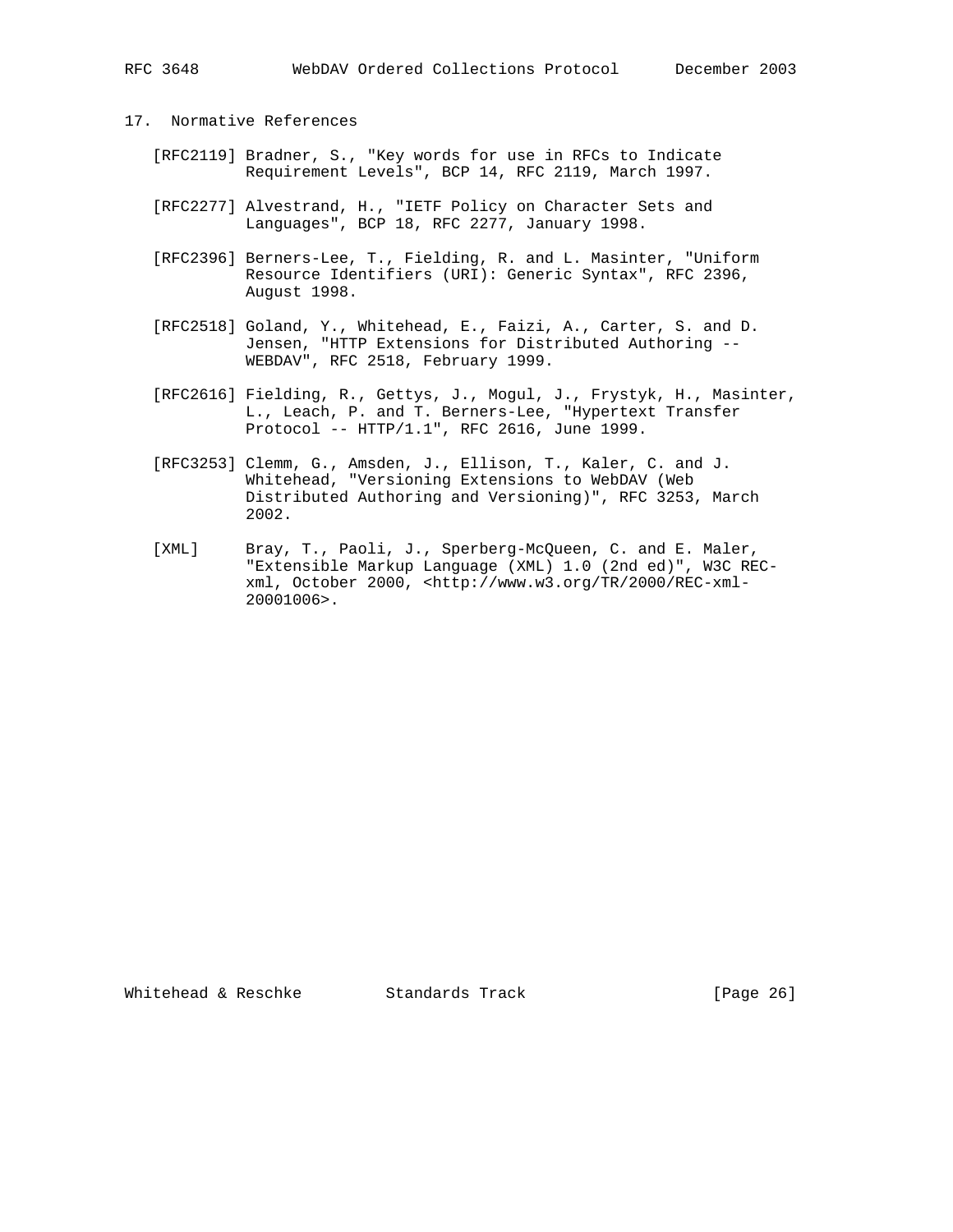## 17. Normative References

[RFC2119] Bradner, S., "Key words for use in RFCs to Indicate Requirement Levels", BCP 14, RFC 2119, March 1997.

[RFC2277] Alvestrand, H., "IETF Policy on Character Sets and Languages", BCP 18, RFC 2277, January 1998.

[RFC2396] Berners-Lee, T., Fielding, R. and L. Masinter, "Uniform Resource Identifiers (URI): Generic Syntax", RFC 2396, August 1998.

[RFC2518] Goland, Y., Whitehead, E., Faizi, A., Carter, S. and D. Jensen, "HTTP Extensions for Distributed Authoring -- WEBDAV", RFC 2518, February 1999.

[RFC2616] Fielding, R., Gettys, J., Mogul, J., Frystyk, H., Masinter, L., Leach, P. and T. Berners-Lee, "Hypertext Transfer Protocol -- HTTP/1.1", RFC 2616, June 1999.

[RFC3253] Clemm, G., Amsden, J., Ellison, T., Kaler, C. and J. Whitehead, "Versioning Extensions to WebDAV (Web Distributed Authoring and Versioning)", RFC 3253, March 2002.

[XML] Bray, T., Paoli, J., Sperberg-McQueen, C. and E. Maler, "Extensible Markup Language (XML) 1.0 (2nd ed)", W3C REC-xml, October 2000, <http://www.w3.org/TR/2000/REC-xml-20001006>.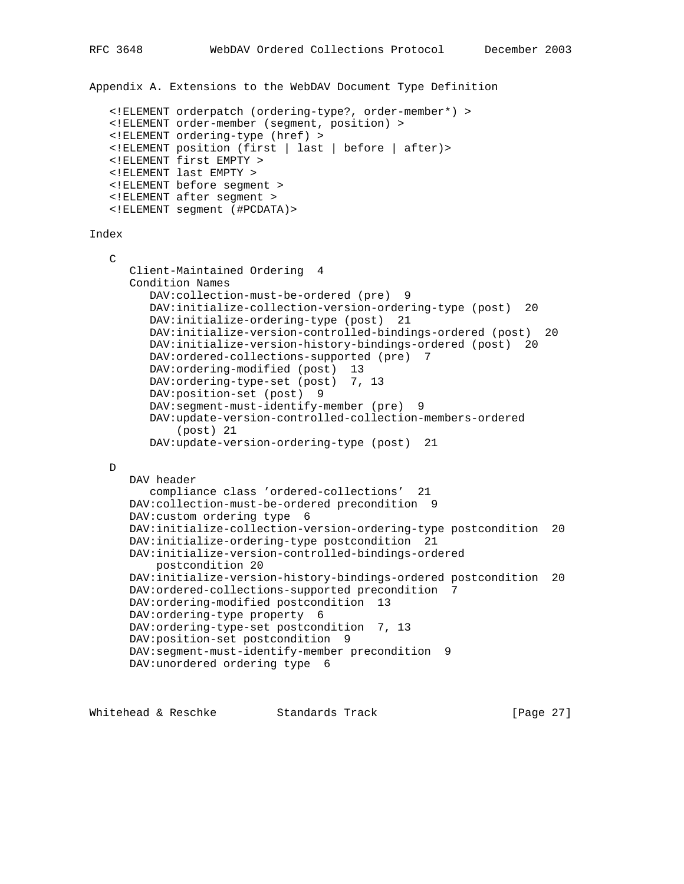## Appendix A. Extensions to the WebDAV Document Type Definition

```
<!ELEMENT orderpatch (ordering-type?, order-member*) >
<!ELEMENT order-member (segment, position) >
<!ELEMENT ordering-type (href) >
<!ELEMENT position (first | last | before | after)>
<!ELEMENT first EMPTY >
<!ELEMENT last EMPTY >
<!ELEMENT before segment >
<!ELEMENT after segment >
<!ELEMENT segment (#PCDATA)>
```

## Index

C

- Client-Maintained Ordering 4
- Condition Names
  - DAV:collection-must-be-ordered (pre) 9
  - DAV:initialize-collection-version-ordering-type (post) 20
  - DAV:initialize-ordering-type (post) 21
  - DAV:initialize-version-controlled-bindings-ordered (post) 20
  - DAV:initialize-version-history-bindings-ordered (post) 20
  - DAV:ordered-collections-supported (pre) 7
  - DAV:ordering-modified (post) 13
  - DAV:ordering-type-set (post) 7, 13
  - DAV:position-set (post) 9
  - DAV:segment-must-identify-member (pre) 9
  - DAV:update-version-controlled-collection-members-ordered (post) 21
  - DAV:update-version-ordering-type (post) 21

D

- DAV header
  - compliance class 'ordered-collections' 21
- DAV:collection-must-be-ordered precondition 9
- DAV:custom ordering type 6
- DAV:initialize-collection-version-ordering-type postcondition 20
- DAV:initialize-ordering-type postcondition 21
- DAV:initialize-version-controlled-bindings-ordered postcondition 20
- DAV:initialize-version-history-bindings-ordered postcondition 20
- DAV:ordered-collections-supported precondition 7
- DAV:ordering-modified postcondition 13
- DAV:ordering-type property 6
- DAV:ordering-type-set postcondition 7, 13
- DAV:position-set postcondition 9
- DAV:segment-must-identify-member precondition 9
- DAV:unordered ordering type 6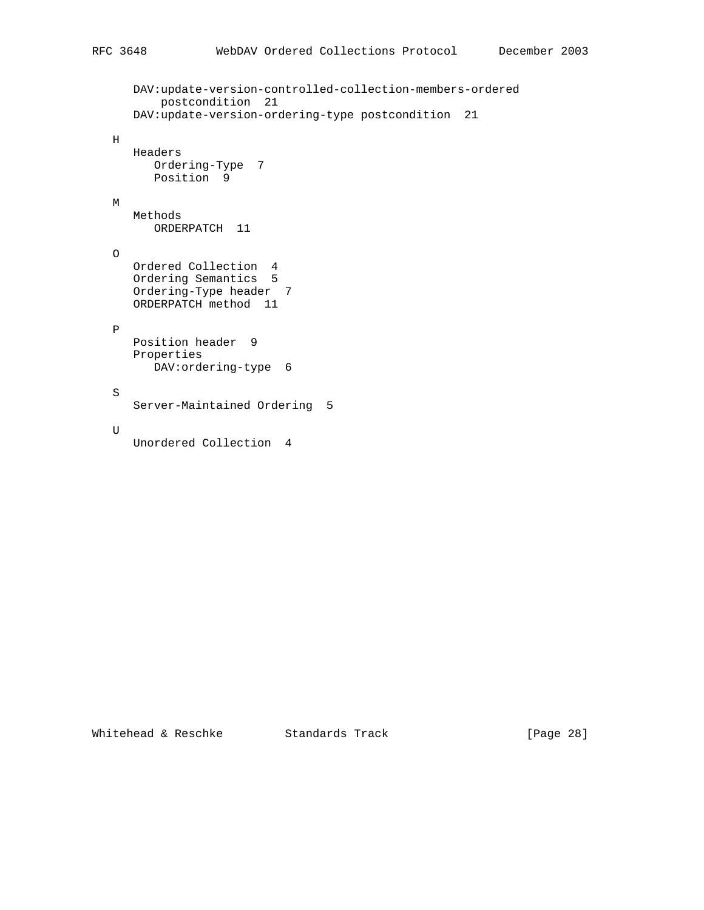DAV:update-version-controlled-collection-members-ordered postcondition 21
DAV:update-version-ordering-type postcondition 21

H

Headers
- Ordering-Type 7
- Position 9

M

Methods
- ORDERPATCH 11

O

Ordered Collection 4
Ordering Semantics 5
Ordering-Type header 7
ORDERPATCH method 11

P

Position header 9
Properties
- DAV:ordering-type 6

S

Server-Maintained Ordering 5

U

Unordered Collection 4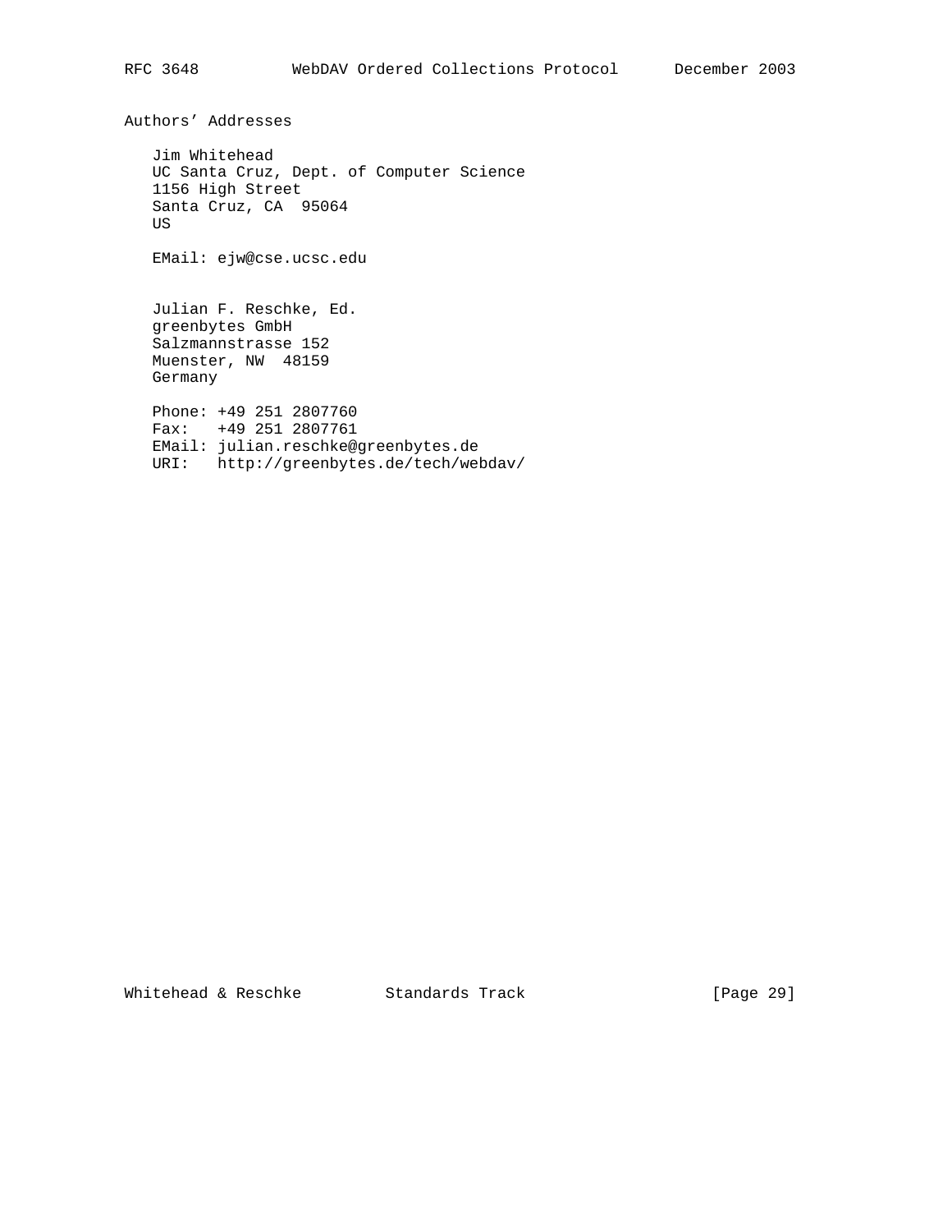## Authors' Addresses

Jim Whitehead
UC Santa Cruz, Dept. of Computer Science
1156 High Street
Santa Cruz, CA  95064
US

EMail: ejw@cse.ucsc.edu

Julian F. Reschke, Ed.
greenbytes GmbH
Salzmannstrasse 152
Muenster, NW  48159
Germany

Phone: +49 251 2807760
Fax:   +49 251 2807761
EMail: julian.reschke@greenbytes.de
URI:   http://greenbytes.de/tech/webdav/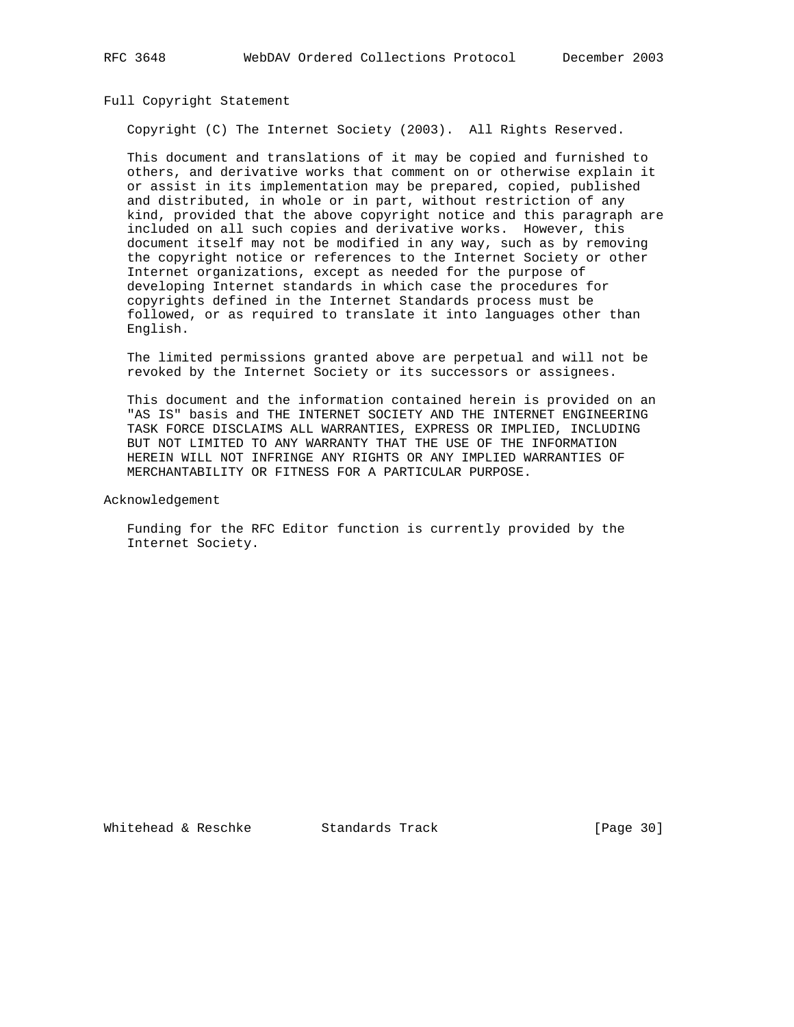## Full Copyright Statement

Copyright (C) The Internet Society (2003). All Rights Reserved.

This document and translations of it may be copied and furnished to others, and derivative works that comment on or otherwise explain it or assist in its implementation may be prepared, copied, published and distributed, in whole or in part, without restriction of any kind, provided that the above copyright notice and this paragraph are included on all such copies and derivative works. However, this document itself may not be modified in any way, such as by removing the copyright notice or references to the Internet Society or other Internet organizations, except as needed for the purpose of developing Internet standards in which case the procedures for copyrights defined in the Internet Standards process must be followed, or as required to translate it into languages other than English.

The limited permissions granted above are perpetual and will not be revoked by the Internet Society or its successors or assignees.

This document and the information contained herein is provided on an "AS IS" basis and THE INTERNET SOCIETY AND THE INTERNET ENGINEERING TASK FORCE DISCLAIMS ALL WARRANTIES, EXPRESS OR IMPLIED, INCLUDING BUT NOT LIMITED TO ANY WARRANTY THAT THE USE OF THE INFORMATION HEREIN WILL NOT INFRINGE ANY RIGHTS OR ANY IMPLIED WARRANTIES OF MERCHANTABILITY OR FITNESS FOR A PARTICULAR PURPOSE.

## Acknowledgement

Funding for the RFC Editor function is currently provided by the Internet Society.